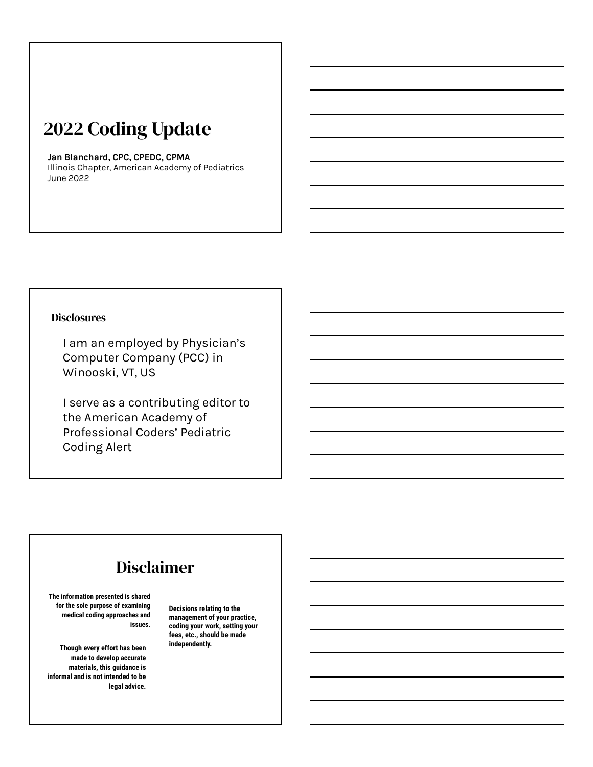# 2022 Coding Update

**Jan Blanchard, CPC, CPEDC, CPMA**
Illinois Chapter, American Academy of Pediatrics
June 2022

## Disclosures

I am an employed by Physician's Computer Company (PCC) in Winooski, VT, US

I serve as a contributing editor to the American Academy of Professional Coders' Pediatric Coding Alert

## Disclaimer

**The information presented is shared for the sole purpose of examining medical coding approaches and issues.**

**Though every effort has been made to develop accurate materials, this guidance is informal and is not intended to be legal advice.**

**Decisions relating to the management of your practice, coding your work, setting your fees, etc., should be made independently.**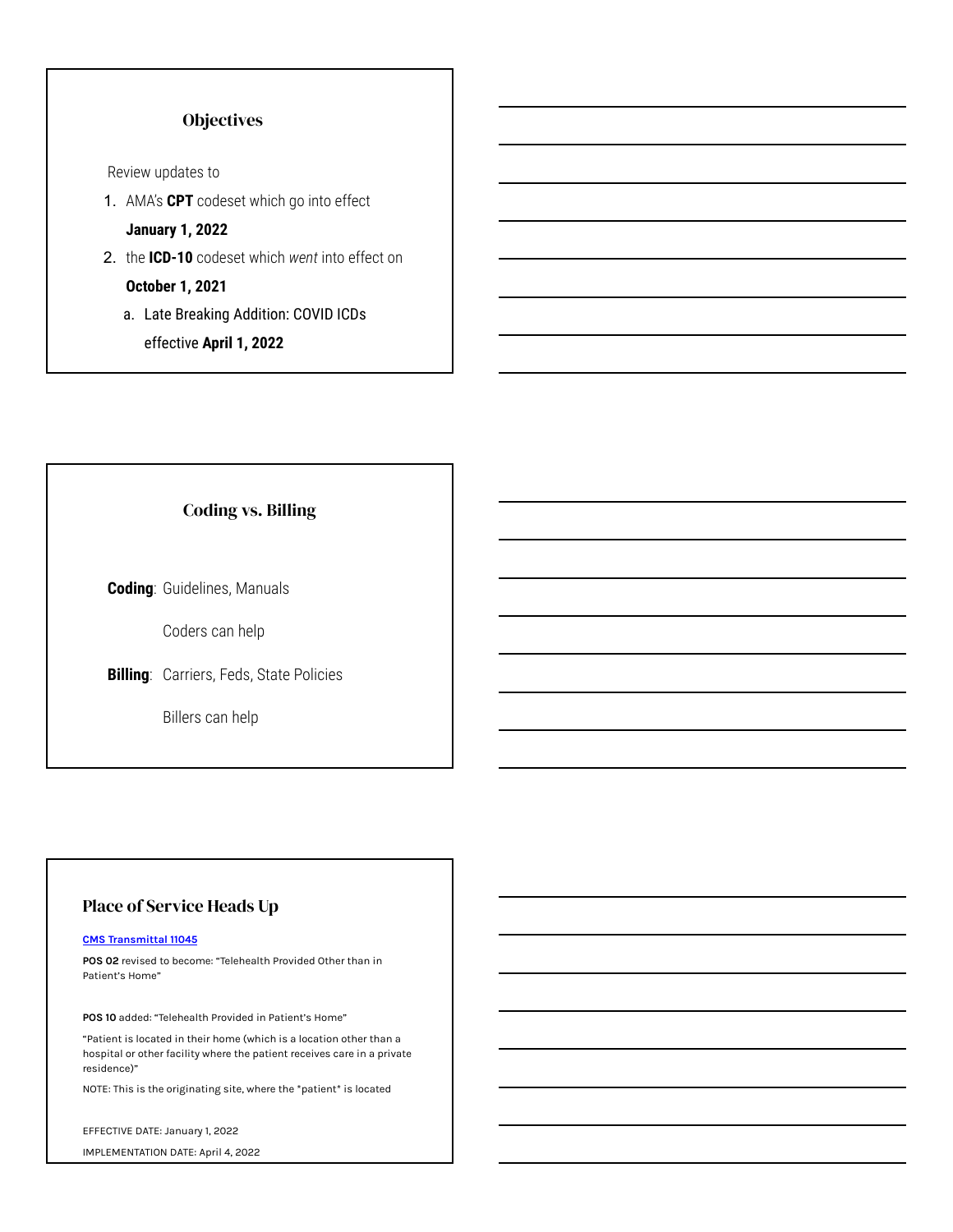## Objectives

Review updates to

1. AMA's **CPT** codeset which go into effect **January 1, 2022**
2. the **ICD-10** codeset which *went* into effect on **October 1, 2021**
   a. Late Breaking Addition: COVID ICDs effective **April 1, 2022**

## Coding vs. Billing

**Coding**: Guidelines, Manuals

Coders can help

**Billing**: Carriers, Feds, State Policies

Billers can help

## Place of Service Heads Up

[CMS Transmittal 11045]

**POS 02** revised to become: "Telehealth Provided Other than in Patient's Home"

**POS 10** added: "Telehealth Provided in Patient's Home"

"Patient is located in their home (which is a location other than a hospital or other facility where the patient receives care in a private residence)"

NOTE: This is the originating site, where the *patient* is located

EFFECTIVE DATE: January 1, 2022

IMPLEMENTATION DATE: April 4, 2022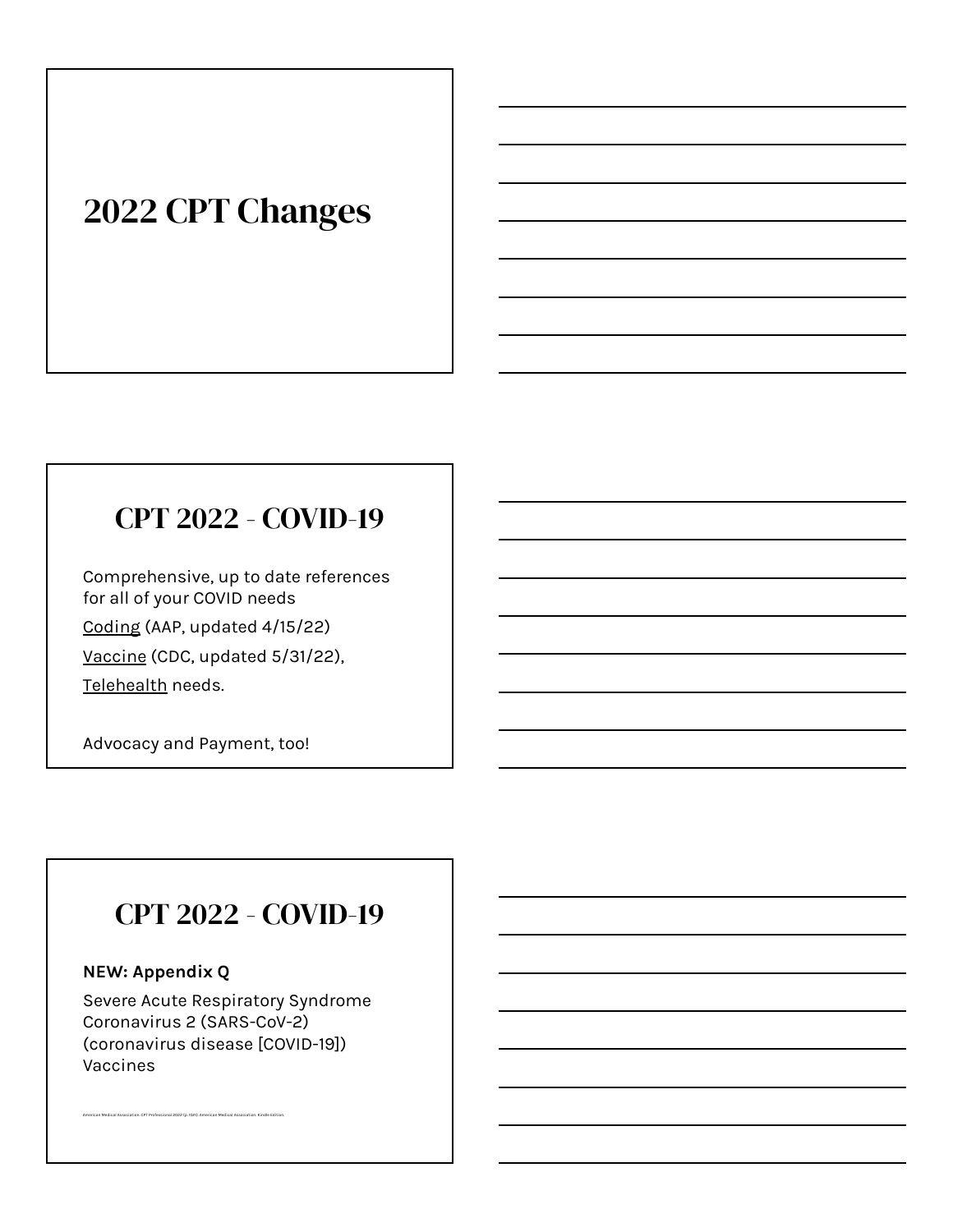# 2022 CPT Changes

## CPT 2022 - COVID-19

Comprehensive, up to date references for all of your COVID needs

Coding (AAP, updated 4/15/22)

Vaccine (CDC, updated 5/31/22),

Telehealth needs.

Advocacy and Payment, too!

## CPT 2022 - COVID-19

**NEW: Appendix Q**

Severe Acute Respiratory Syndrome Coronavirus 2 (SARS-CoV-2) (coronavirus disease [COVID-19]) Vaccines

American Medical Association. CPT Professional 2022 (p. 1021). American Medical Association. Kindle Edition.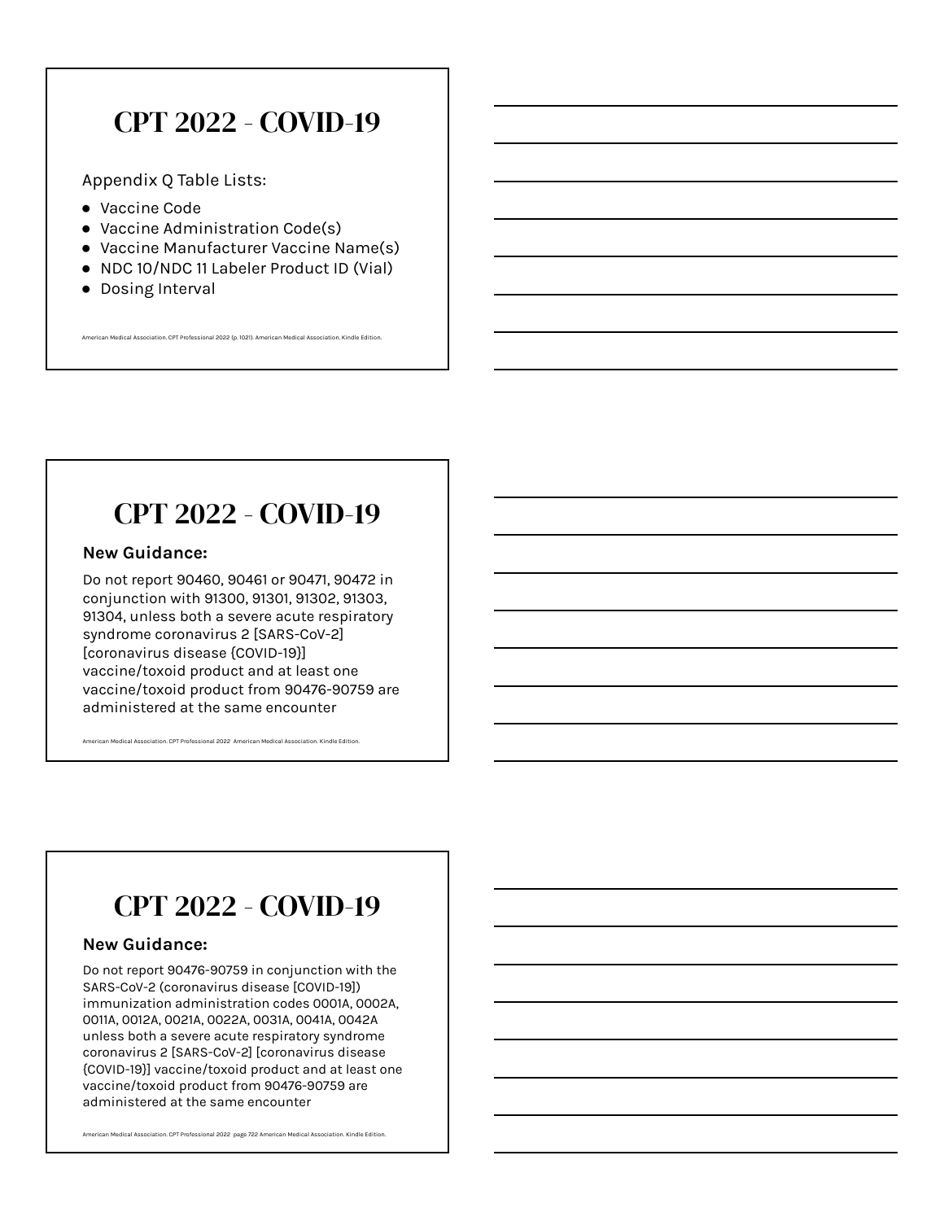# CPT 2022 - COVID-19

Appendix Q Table Lists:

- Vaccine Code
- Vaccine Administration Code(s)
- Vaccine Manufacturer Vaccine Name(s)
- NDC 10/NDC 11 Labeler Product ID (Vial)
- Dosing Interval

American Medical Association. CPT Professional 2022 (p. 1021). American Medical Association. Kindle Edition.

# CPT 2022 - COVID-19

**New Guidance:**

Do not report 90460, 90461 or 90471, 90472 in conjunction with 91300, 91301, 91302, 91303, 91304, unless both a severe acute respiratory syndrome coronavirus 2 [SARS-CoV-2] [coronavirus disease {COVID-19}] vaccine/toxoid product and at least one vaccine/toxoid product from 90476-90759 are administered at the same encounter

American Medical Association. CPT Professional 2022 American Medical Association. Kindle Edition.

# CPT 2022 - COVID-19

**New Guidance:**

Do not report 90476-90759 in conjunction with the SARS-CoV-2 (coronavirus disease [COVID-19]) immunization administration codes 0001A, 0002A, 0011A, 0012A, 0021A, 0022A, 0031A, 0041A, 0042A unless both a severe acute respiratory syndrome coronavirus 2 [SARS-CoV-2] [coronavirus disease {COVID-19}] vaccine/toxoid product and at least one vaccine/toxoid product from 90476-90759 are administered at the same encounter

American Medical Association. CPT Professional 2022 page 722 American Medical Association. Kindle Edition.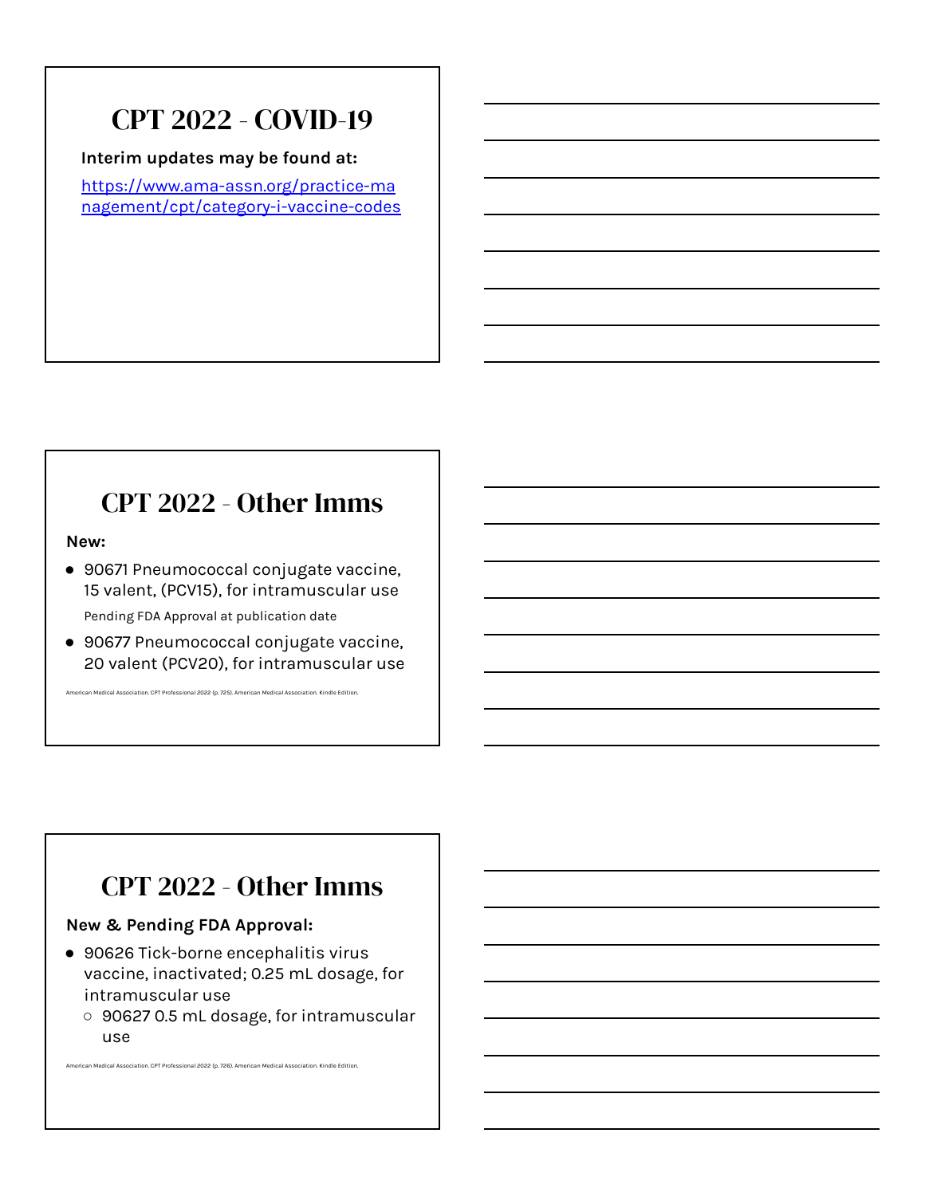## CPT 2022 - COVID-19

**Interim updates may be found at:**

[https://www.ama-assn.org/practice-management/cpt/category-i-vaccine-codes](https://www.ama-assn.org/practice-management/cpt/category-i-vaccine-codes)

## CPT 2022 - Other Imms

**New:**

- 90671 Pneumococcal conjugate vaccine, 15 valent, (PCV15), for intramuscular use

  Pending FDA Approval at publication date

- 90677 Pneumococcal conjugate vaccine, 20 valent (PCV20), for intramuscular use

American Medical Association. CPT Professional 2022 (p. 725). American Medical Association. Kindle Edition.

## CPT 2022 - Other Imms

**New & Pending FDA Approval:**

- 90626 Tick-borne encephalitis virus vaccine, inactivated; 0.25 mL dosage, for intramuscular use
  - 90627 0.5 mL dosage, for intramuscular use

American Medical Association. CPT Professional 2022 (p. 726). American Medical Association. Kindle Edition.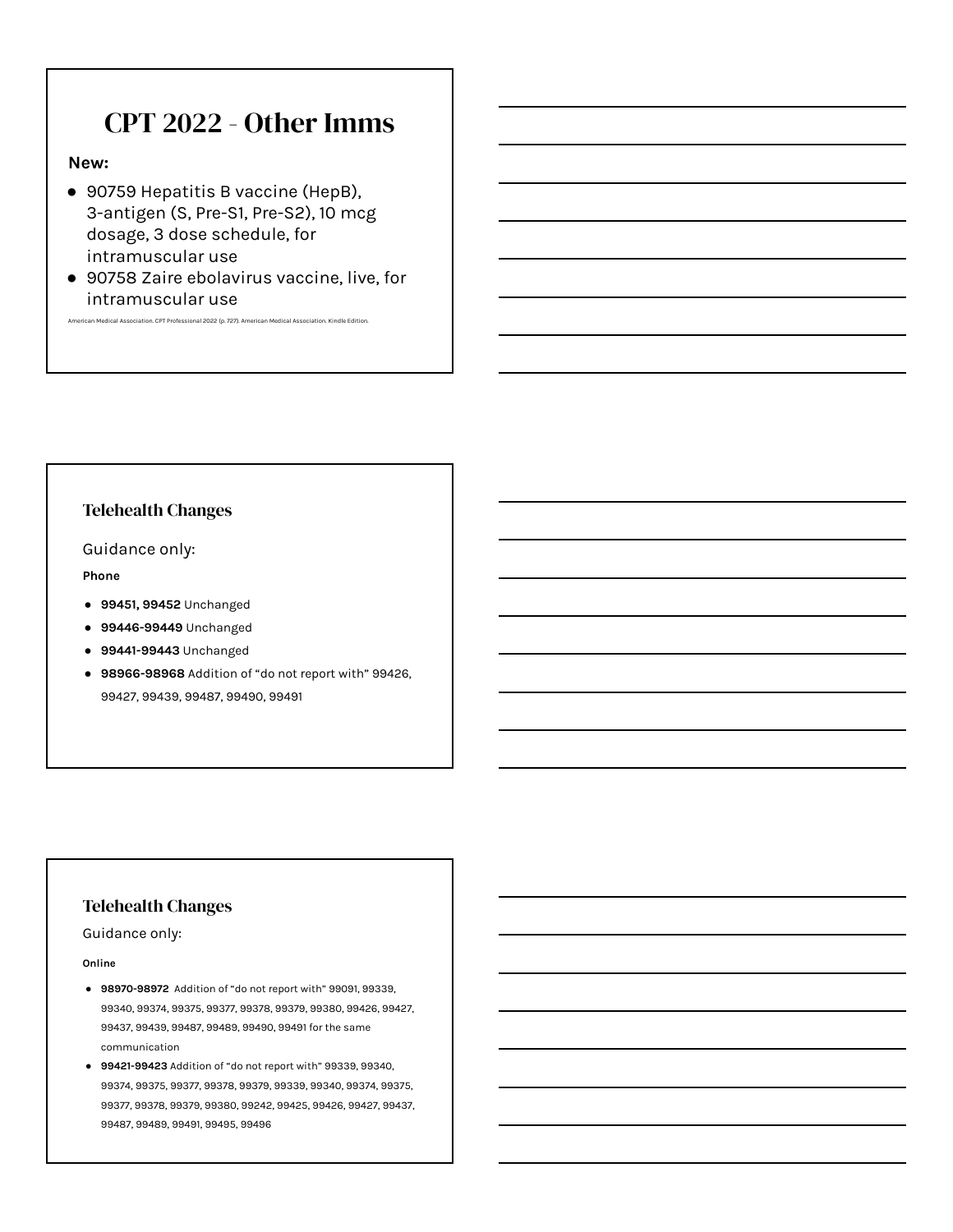## CPT 2022 - Other Imms

**New:**

- 90759 Hepatitis B vaccine (HepB), 3-antigen (S, Pre-S1, Pre-S2), 10 mcg dosage, 3 dose schedule, for intramuscular use
- 90758 Zaire ebolavirus vaccine, live, for intramuscular use

American Medical Association. CPT Professional 2022 (p. 727). American Medical Association. Kindle Edition.

### Telehealth Changes

Guidance only:

**Phone**

- **99451, 99452** Unchanged
- **99446-99449** Unchanged
- **99441-99443** Unchanged
- **98966-98968** Addition of “do not report with” 99426, 99427, 99439, 99487, 99490, 99491

### Telehealth Changes

Guidance only:

**Online**

- **98970-98972** Addition of “do not report with” 99091, 99339, 99340, 99374, 99375, 99377, 99378, 99379, 99380, 99426, 99427, 99437, 99439, 99487, 99489, 99490, 99491 for the same communication
- **99421-99423** Addition of “do not report with” 99339, 99340, 99374, 99375, 99377, 99378, 99379, 99339, 99340, 99374, 99375, 99377, 99378, 99379, 99380, 99242, 99425, 99426, 99427, 99437, 99487, 99489, 99491, 99495, 99496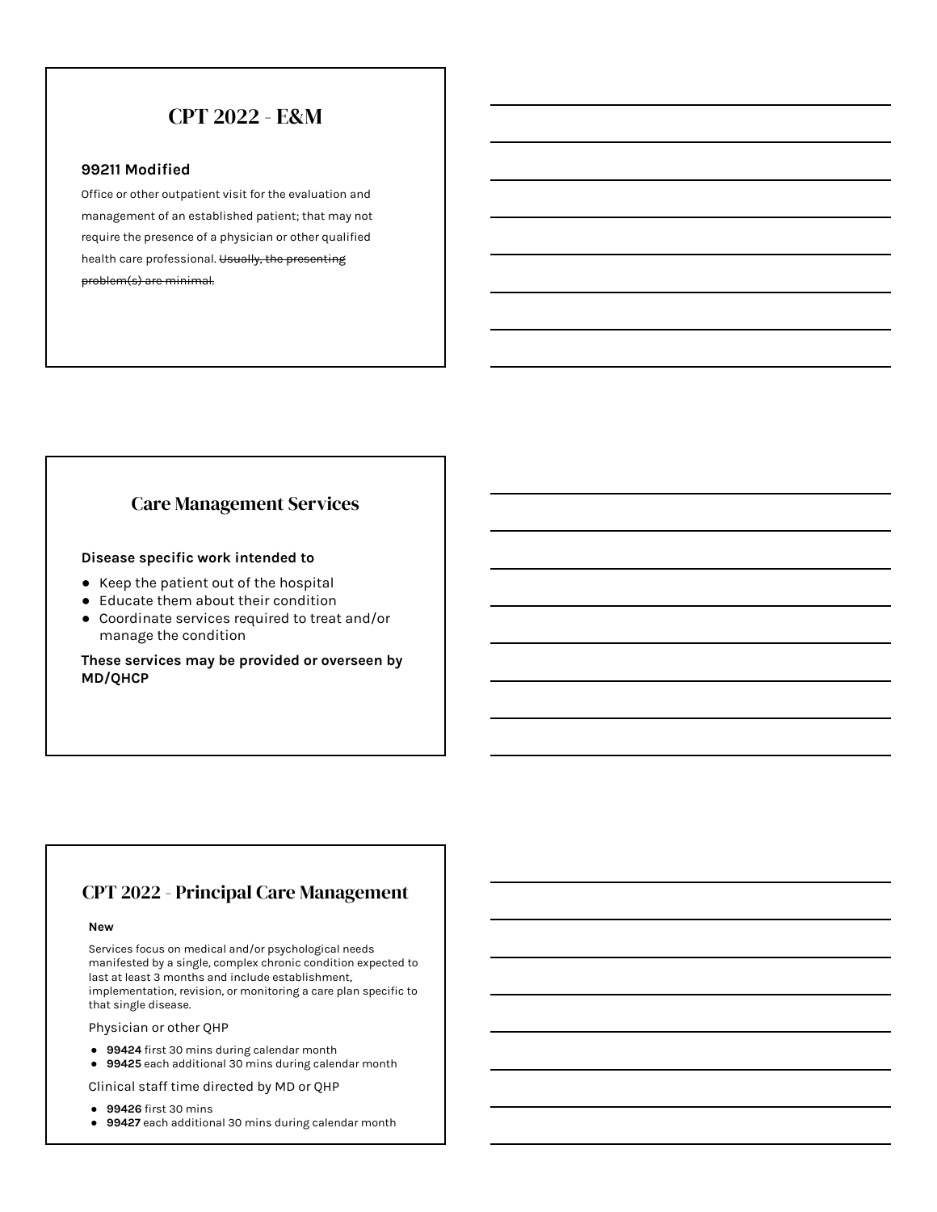## CPT 2022 - E&M

**99211 Modified**

Office or other outpatient visit for the evaluation and management of an established patient; that may not require the presence of a physician or other qualified health care professional. ~~Usually, the presenting problem(s) are minimal.~~

## Care Management Services

**Disease specific work intended to**

- Keep the patient out of the hospital
- Educate them about their condition
- Coordinate services required to treat and/or manage the condition

**These services may be provided or overseen by MD/QHCP**

## CPT 2022 - Principal Care Management

**New**

Services focus on medical and/or psychological needs manifested by a single, complex chronic condition expected to last at least 3 months and include establishment, implementation, revision, or monitoring a care plan specific to that single disease.

Physician or other QHP

- **99424** first 30 mins during calendar month
- **99425** each additional 30 mins during calendar month

Clinical staff time directed by MD or QHP

- **99426** first 30 mins
- **99427** each additional 30 mins during calendar month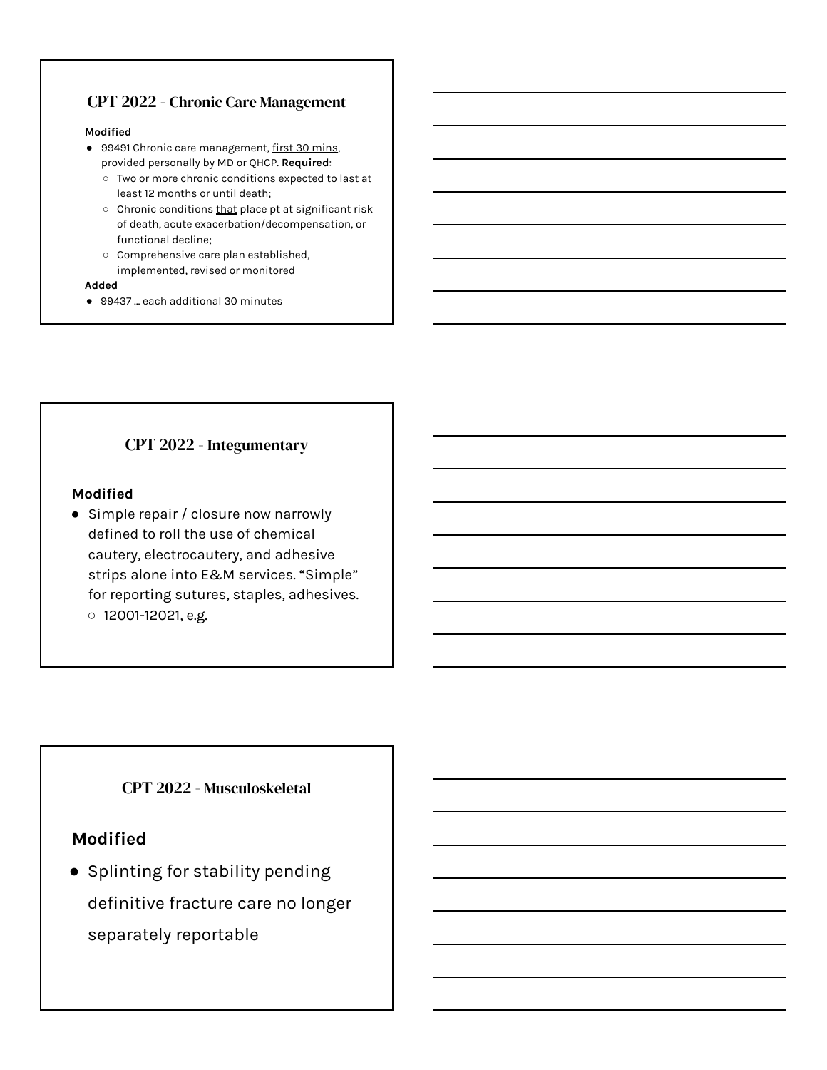## CPT 2022 - Chronic Care Management

**Modified**

- 99491 Chronic care management, <u>first 30 mins</u>, provided personally by MD or QHCP. **Required**:
  - Two or more chronic conditions expected to last at least 12 months or until death;
  - Chronic conditions <u>that</u> place pt at significant risk of death, acute exacerbation/decompensation, or functional decline;
  - Comprehensive care plan established, implemented, revised or monitored

**Added**

- 99437 … each additional 30 minutes

## CPT 2022 - Integumentary

**Modified**

- Simple repair / closure now narrowly defined to roll the use of chemical cautery, electrocautery, and adhesive strips alone into E&M services. "Simple" for reporting sutures, staples, adhesives.
  - 12001-12021, e.g.

## CPT 2022 - Musculoskeletal

**Modified**

- Splinting for stability pending definitive fracture care no longer separately reportable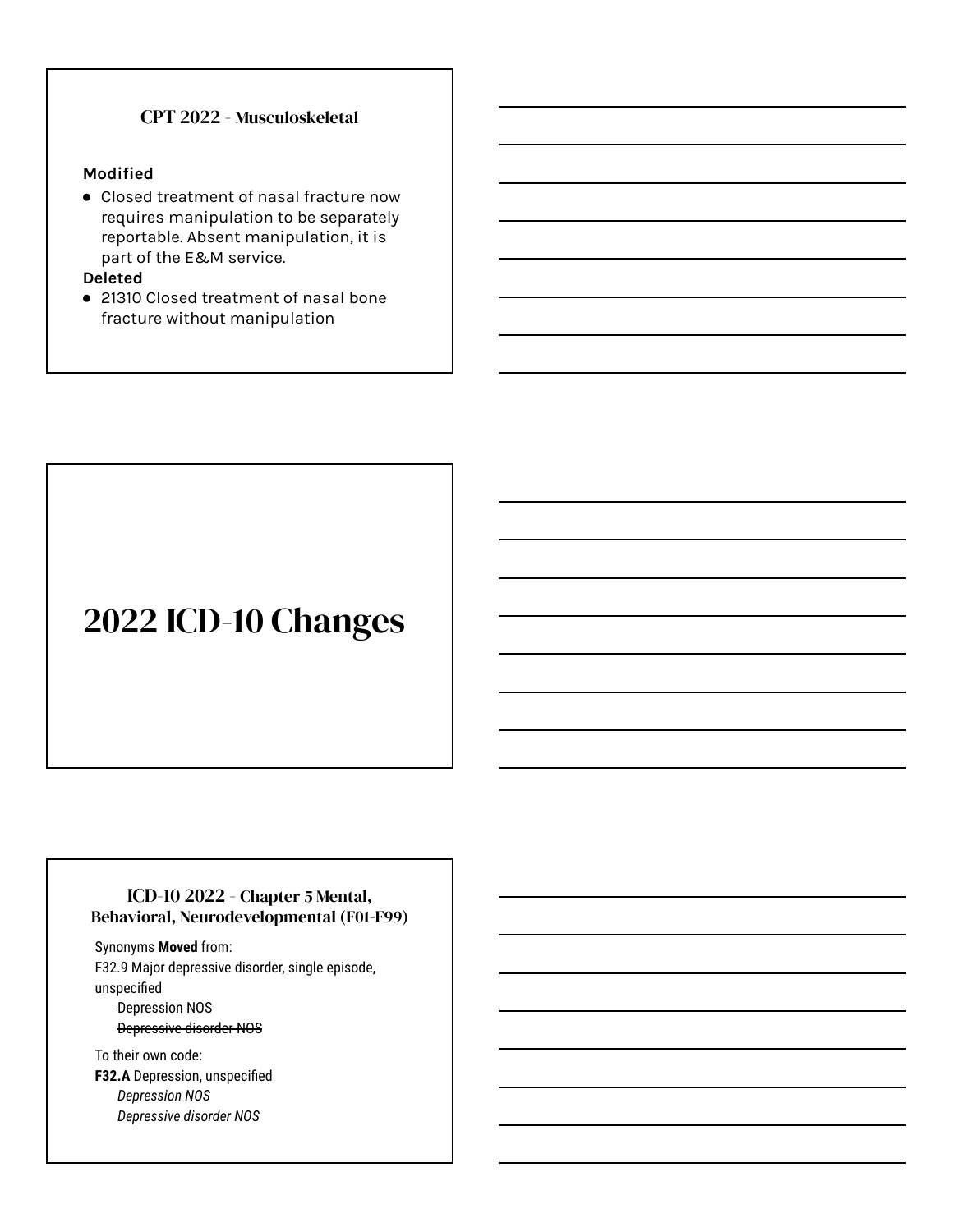## CPT 2022 - Musculoskeletal

**Modified**

- Closed treatment of nasal fracture now requires manipulation to be separately reportable. Absent manipulation, it is part of the E&M service.

**Deleted**

- 21310 Closed treatment of nasal bone fracture without manipulation

# 2022 ICD-10 Changes

## ICD-10 2022 - Chapter 5 Mental, Behavioral, Neurodevelopmental (F01-F99)

Synonyms **Moved** from:

F32.9 Major depressive disorder, single episode, unspecified

~~Depression NOS~~

~~Depressive disorder NOS~~

To their own code:

**F32.A** Depression, unspecified

*Depression NOS*

*Depressive disorder NOS*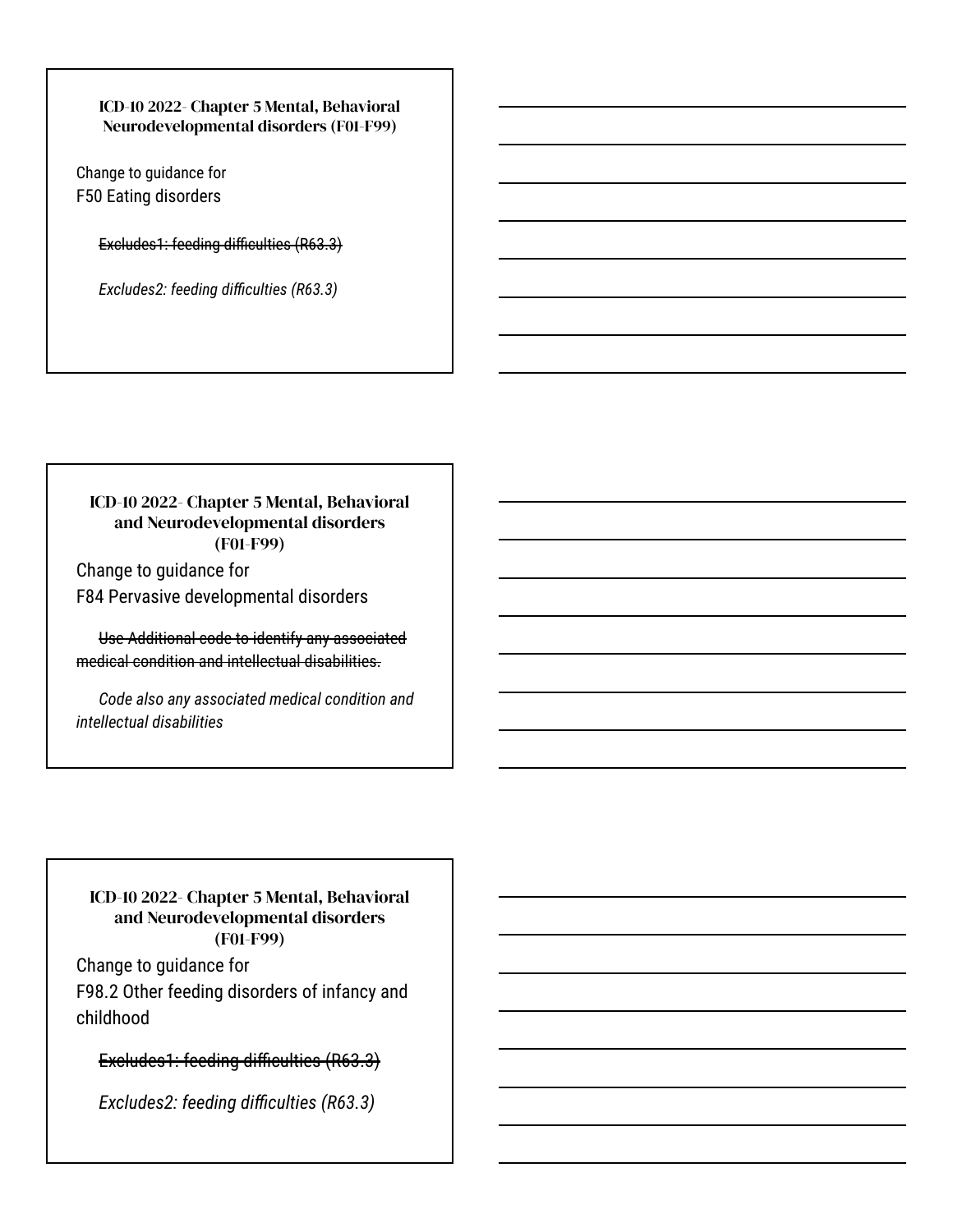### ICD-10 2022- Chapter 5 Mental, Behavioral Neurodevelopmental disorders (F01-F99)

Change to guidance for
F50 Eating disorders

~~Excludes1: feeding difficulties (R63.3)~~

*Excludes2: feeding difficulties (R63.3)*

### ICD-10 2022- Chapter 5 Mental, Behavioral and Neurodevelopmental disorders (F01-F99)

Change to guidance for
F84 Pervasive developmental disorders

~~Use Additional code to identify any associated medical condition and intellectual disabilities.~~

*Code also any associated medical condition and intellectual disabilities*

### ICD-10 2022- Chapter 5 Mental, Behavioral and Neurodevelopmental disorders (F01-F99)

Change to guidance for
F98.2 Other feeding disorders of infancy and childhood

~~Excludes1: feeding difficulties (R63.3)~~

*Excludes2: feeding difficulties (R63.3)*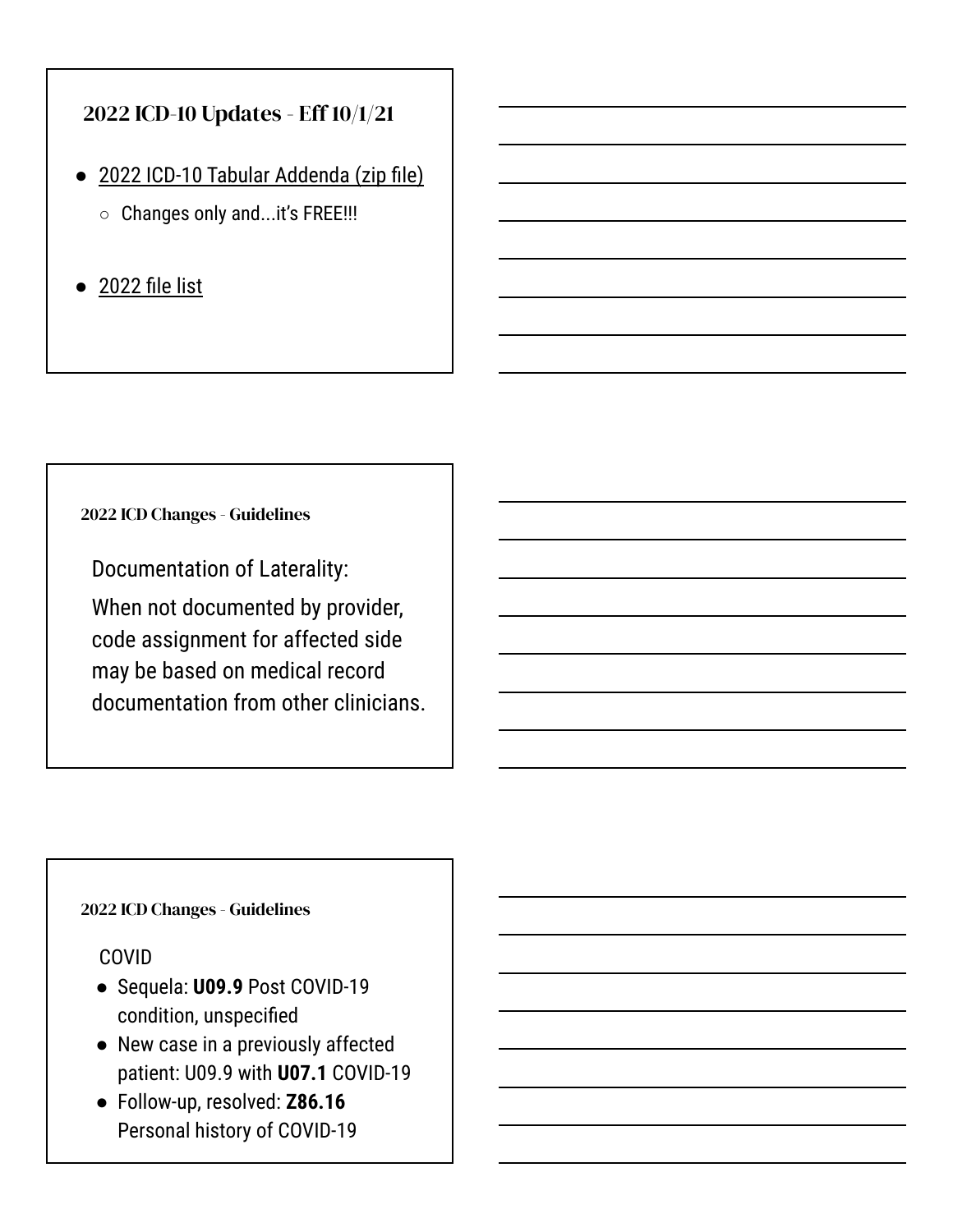## 2022 ICD-10 Updates - Eff 10/1/21

- 2022 ICD-10 Tabular Addenda (zip file)
  - Changes only and...it's FREE!!!
- 2022 file list

### 2022 ICD Changes - Guidelines

Documentation of Laterality:

When not documented by provider, code assignment for affected side may be based on medical record documentation from other clinicians.

### 2022 ICD Changes - Guidelines

COVID

- Sequela: **U09.9** Post COVID-19 condition, unspecified
- New case in a previously affected patient: U09.9 with **U07.1** COVID-19
- Follow-up, resolved: **Z86.16** Personal history of COVID-19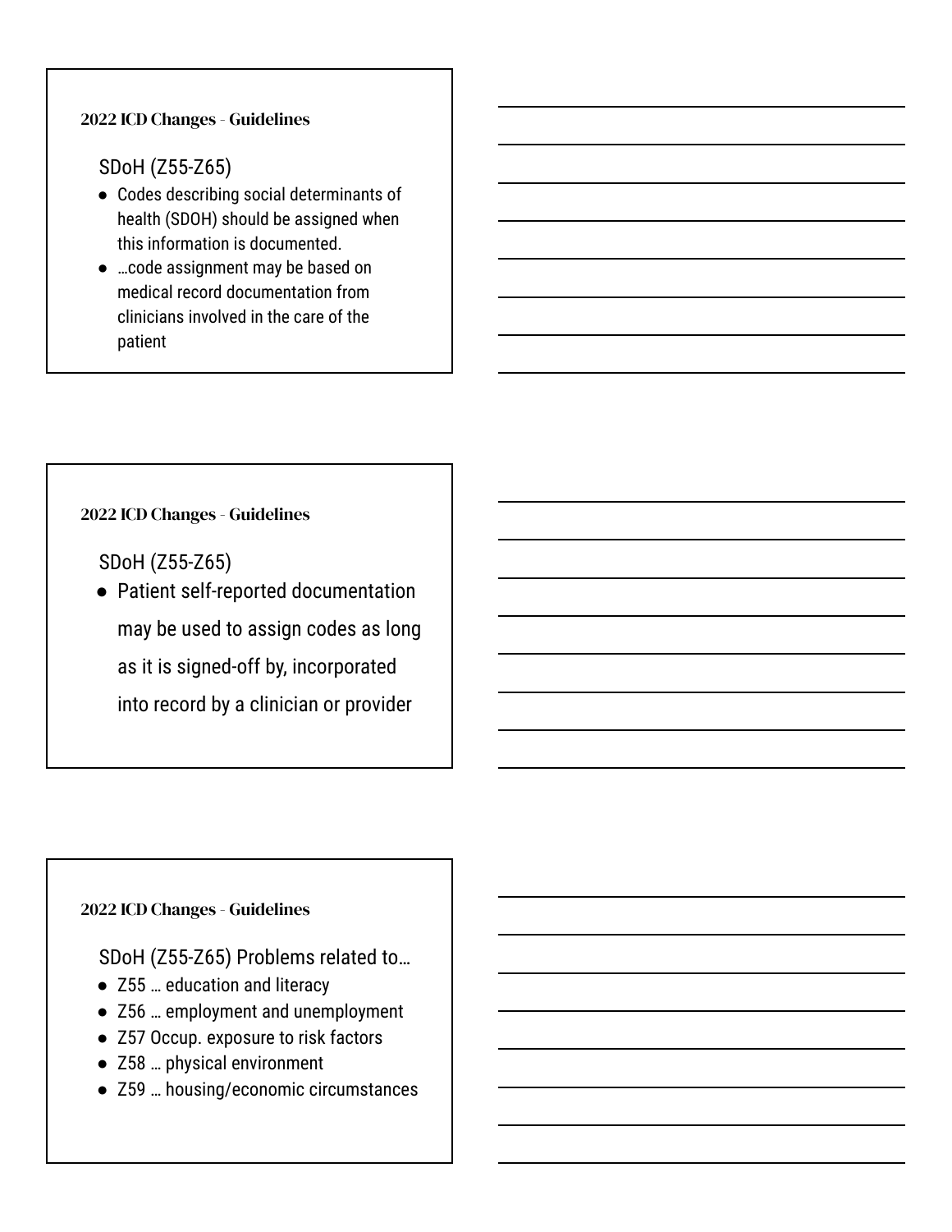### 2022 ICD Changes - Guidelines

SDoH (Z55-Z65)

- Codes describing social determinants of health (SDOH) should be assigned when this information is documented.
- …code assignment may be based on medical record documentation from clinicians involved in the care of the patient

### 2022 ICD Changes - Guidelines

SDoH (Z55-Z65)

- Patient self-reported documentation may be used to assign codes as long as it is signed-off by, incorporated into record by a clinician or provider

### 2022 ICD Changes - Guidelines

SDoH (Z55-Z65) Problems related to…

- Z55 … education and literacy
- Z56 … employment and unemployment
- Z57 Occup. exposure to risk factors
- Z58 … physical environment
- Z59 … housing/economic circumstances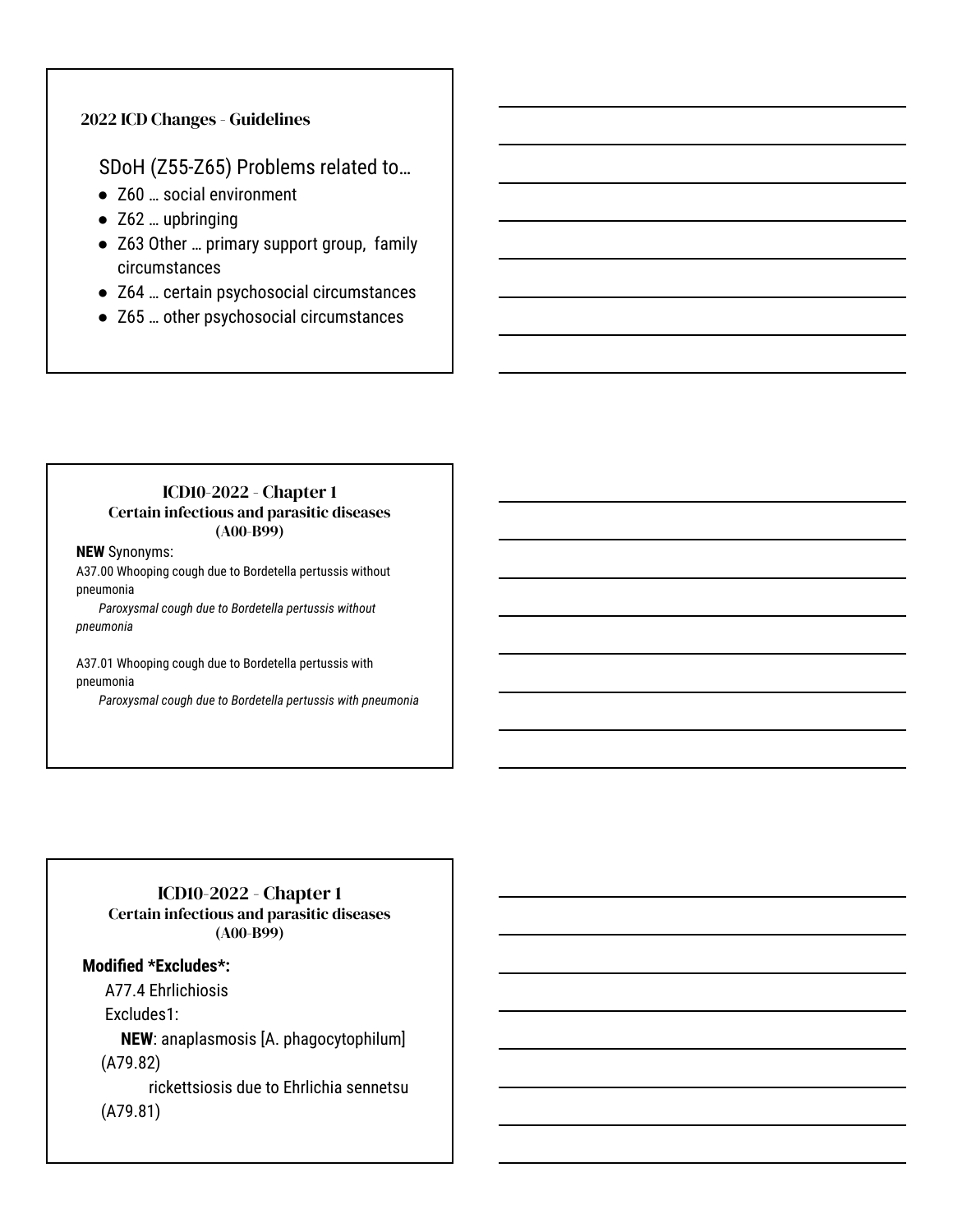## 2022 ICD Changes - Guidelines

SDoH (Z55-Z65) Problems related to…

- Z60 … social environment
- Z62 … upbringing
- Z63 Other … primary support group, family circumstances
- Z64 … certain psychosocial circumstances
- Z65 … other psychosocial circumstances

## ICD10-2022 - Chapter 1
### Certain infectious and parasitic diseases (A00-B99)

**NEW** Synonyms:

A37.00 Whooping cough due to Bordetella pertussis without pneumonia

*Paroxysmal cough due to Bordetella pertussis without pneumonia*

A37.01 Whooping cough due to Bordetella pertussis with pneumonia

*Paroxysmal cough due to Bordetella pertussis with pneumonia*

## ICD10-2022 - Chapter 1
### Certain infectious and parasitic diseases (A00-B99)

**Modified *Excludes*:**

A77.4 Ehrlichiosis

Excludes1:

**NEW**: anaplasmosis [A. phagocytophilum] (A79.82)

rickettsiosis due to Ehrlichia sennetsu (A79.81)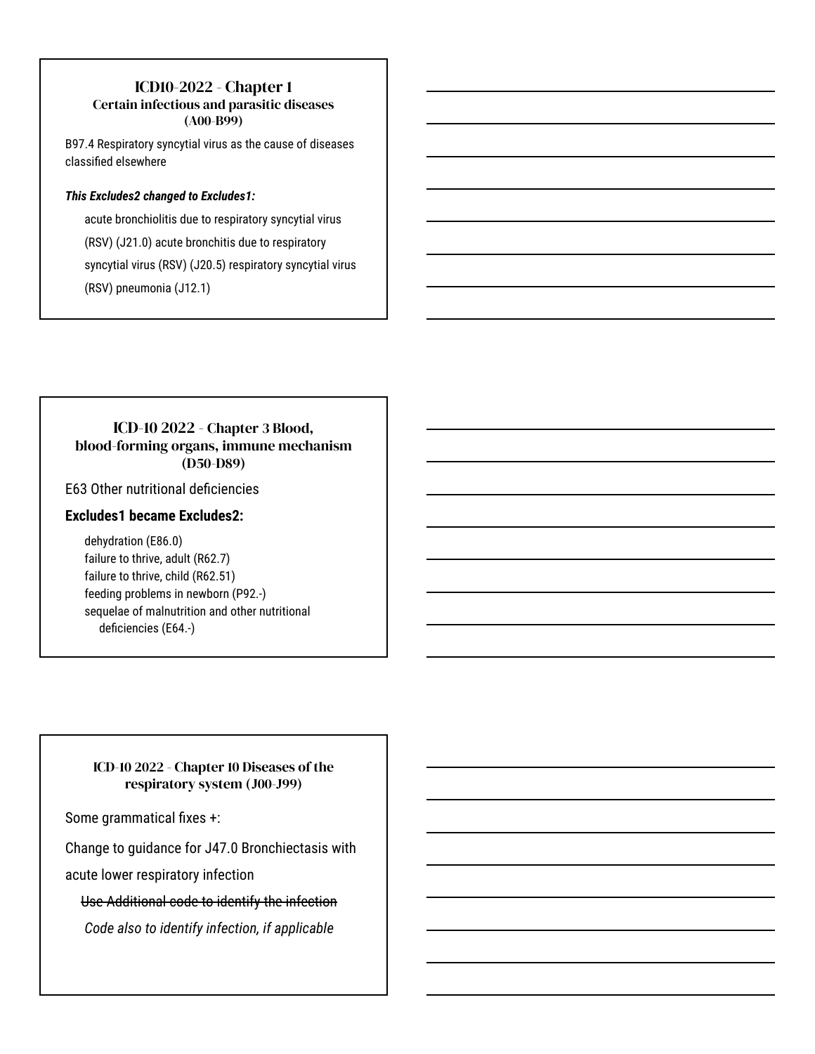## ICD10-2022 - Chapter 1 Certain infectious and parasitic diseases (A00-B99)

B97.4 Respiratory syncytial virus as the cause of diseases classified elsewhere

***This Excludes2 changed to Excludes1:***

acute bronchiolitis due to respiratory syncytial virus (RSV) (J21.0) acute bronchitis due to respiratory syncytial virus (RSV) (J20.5) respiratory syncytial virus (RSV) pneumonia (J12.1)

## ICD-10 2022 - Chapter 3 Blood, blood-forming organs, immune mechanism (D50-D89)

E63 Other nutritional deficiencies

**Excludes1 became Excludes2:**

dehydration (E86.0)
failure to thrive, adult (R62.7)
failure to thrive, child (R62.51)
feeding problems in newborn (P92.-)
sequelae of malnutrition and other nutritional deficiencies (E64.-)

## ICD-10 2022 - Chapter 10 Diseases of the respiratory system (J00-J99)

Some grammatical fixes +:

Change to guidance for J47.0 Bronchiectasis with acute lower respiratory infection

~~Use Additional code to identify the infection~~

*Code also to identify infection, if applicable*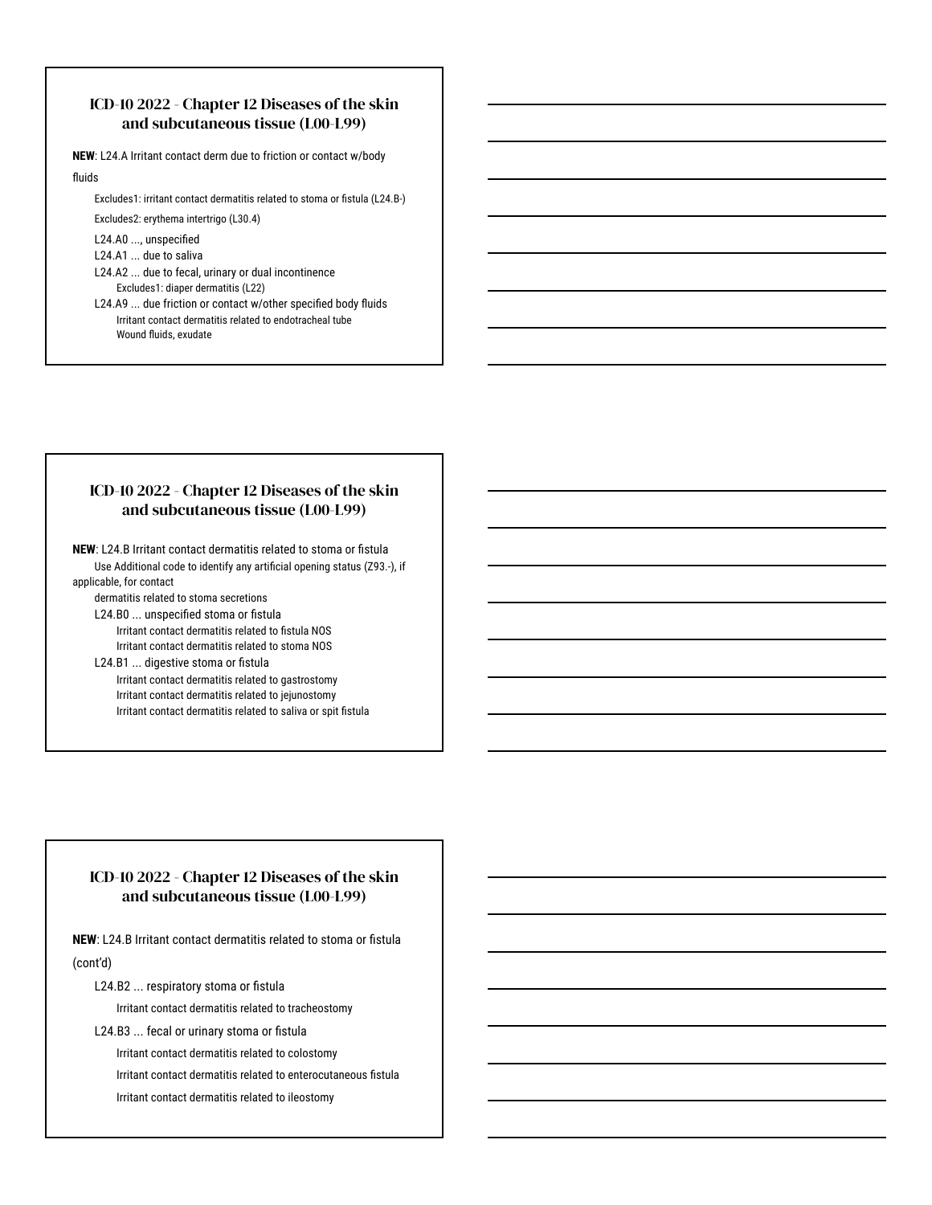## ICD-10 2022 - Chapter 12 Diseases of the skin and subcutaneous tissue (L00-L99)

**NEW**: L24.A Irritant contact derm due to friction or contact w/body fluids

- Excludes1: irritant contact dermatitis related to stoma or fistula (L24.B-)
- Excludes2: erythema intertrigo (L30.4)
- L24.A0 ..., unspecified
- L24.A1 ... due to saliva
- L24.A2 ... due to fecal, urinary or dual incontinence
  - Excludes1: diaper dermatitis (L22)
- L24.A9 ... due friction or contact w/other specified body fluids
  - Irritant contact dermatitis related to endotracheal tube
  - Wound fluids, exudate

## ICD-10 2022 - Chapter 12 Diseases of the skin and subcutaneous tissue (L00-L99)

**NEW**: L24.B Irritant contact dermatitis related to stoma or fistula

Use Additional code to identify any artificial opening status (Z93.-), if applicable, for contact dermatitis related to stoma secretions

- L24.B0 ... unspecified stoma or fistula
  - Irritant contact dermatitis related to fistula NOS
  - Irritant contact dermatitis related to stoma NOS
- L24.B1 ... digestive stoma or fistula
  - Irritant contact dermatitis related to gastrostomy
  - Irritant contact dermatitis related to jejunostomy
  - Irritant contact dermatitis related to saliva or spit fistula

## ICD-10 2022 - Chapter 12 Diseases of the skin and subcutaneous tissue (L00-L99)

**NEW**: L24.B Irritant contact dermatitis related to stoma or fistula (cont'd)

- L24.B2 ... respiratory stoma or fistula
  - Irritant contact dermatitis related to tracheostomy
- L24.B3 ... fecal or urinary stoma or fistula
  - Irritant contact dermatitis related to colostomy
  - Irritant contact dermatitis related to enterocutaneous fistula
  - Irritant contact dermatitis related to ileostomy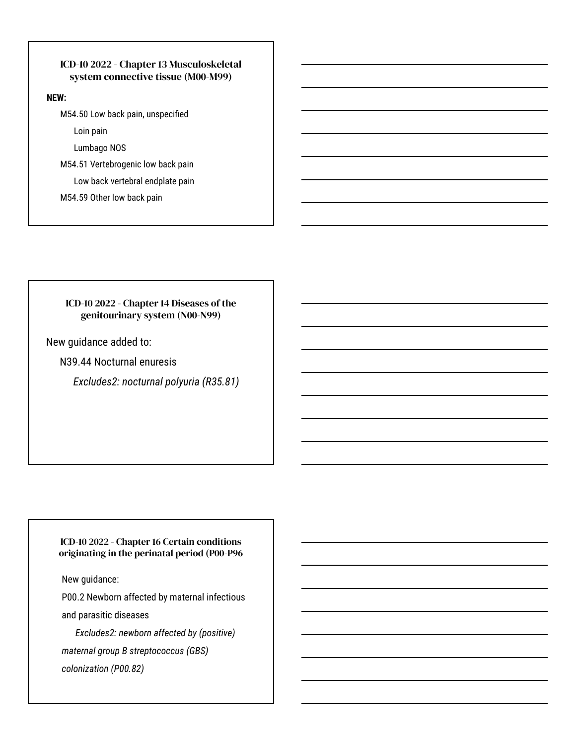## ICD-10 2022 - Chapter 13 Musculoskeletal system connective tissue (M00-M99)

**NEW:**

M54.50 Low back pain, unspecified

Loin pain

Lumbago NOS

M54.51 Vertebrogenic low back pain

Low back vertebral endplate pain

M54.59 Other low back pain

## ICD-10 2022 - Chapter 14 Diseases of the genitourinary system (N00-N99)

New guidance added to:

N39.44 Nocturnal enuresis

*Excludes2: nocturnal polyuria (R35.81)*

## ICD-10 2022 - Chapter 16 Certain conditions originating in the perinatal period (P00-P96

New guidance:

P00.2 Newborn affected by maternal infectious and parasitic diseases

*Excludes2: newborn affected by (positive) maternal group B streptococcus (GBS) colonization (P00.82)*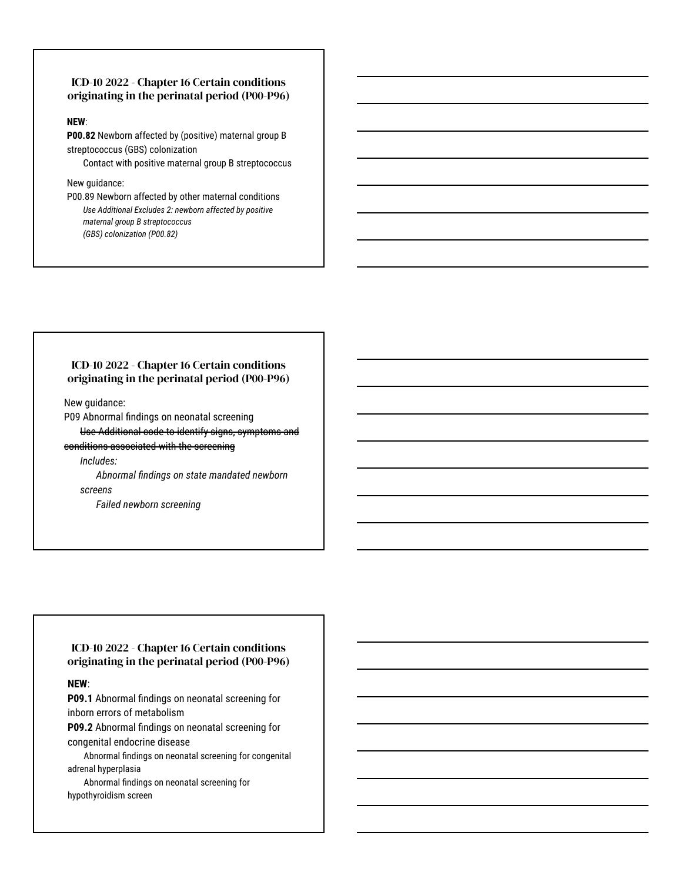## ICD-10 2022 - Chapter 16 Certain conditions originating in the perinatal period (P00-P96)

**NEW**:

**P00.82** Newborn affected by (positive) maternal group B streptococcus (GBS) colonization

Contact with positive maternal group B streptococcus

New guidance:

P00.89 Newborn affected by other maternal conditions

*Use Additional Excludes 2: newborn affected by positive maternal group B streptococcus (GBS) colonization (P00.82)*

## ICD-10 2022 - Chapter 16 Certain conditions originating in the perinatal period (P00-P96)

New guidance:

P09 Abnormal findings on neonatal screening

~~Use Additional code to identify signs, symptoms and conditions associated with the screening~~

*Includes:*

*Abnormal findings on state mandated newborn screens*

*Failed newborn screening*

## ICD-10 2022 - Chapter 16 Certain conditions originating in the perinatal period (P00-P96)

**NEW**:

**P09.1** Abnormal findings on neonatal screening for inborn errors of metabolism

**P09.2** Abnormal findings on neonatal screening for congenital endocrine disease

Abnormal findings on neonatal screening for congenital adrenal hyperplasia

Abnormal findings on neonatal screening for hypothyroidism screen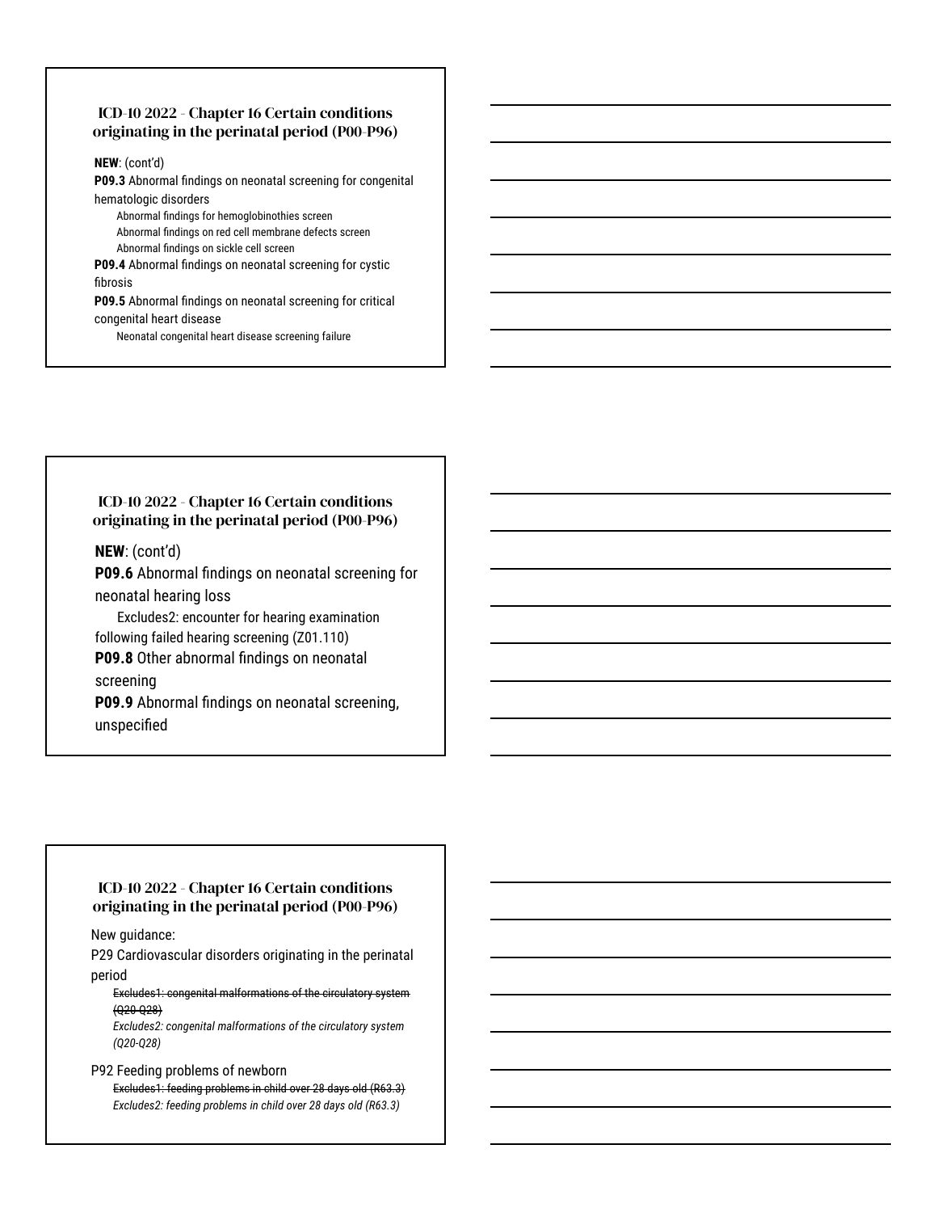## ICD-10 2022 - Chapter 16 Certain conditions originating in the perinatal period (P00-P96)

**NEW**: (cont'd)

**P09.3** Abnormal findings on neonatal screening for congenital hematologic disorders

- Abnormal findings for hemoglobinothies screen
- Abnormal findings on red cell membrane defects screen
- Abnormal findings on sickle cell screen

**P09.4** Abnormal findings on neonatal screening for cystic fibrosis

**P09.5** Abnormal findings on neonatal screening for critical congenital heart disease

- Neonatal congenital heart disease screening failure

## ICD-10 2022 - Chapter 16 Certain conditions originating in the perinatal period (P00-P96)

**NEW**: (cont'd)

**P09.6** Abnormal findings on neonatal screening for neonatal hearing loss

Excludes2: encounter for hearing examination following failed hearing screening (Z01.110)

**P09.8** Other abnormal findings on neonatal screening

**P09.9** Abnormal findings on neonatal screening, unspecified

## ICD-10 2022 - Chapter 16 Certain conditions originating in the perinatal period (P00-P96)

New guidance:

P29 Cardiovascular disorders originating in the perinatal period

~~Excludes1: congenital malformations of the circulatory system (Q20-Q28)~~

*Excludes2: congenital malformations of the circulatory system (Q20-Q28)*

P92 Feeding problems of newborn

~~Excludes1: feeding problems in child over 28 days old (R63.3)~~

*Excludes2: feeding problems in child over 28 days old (R63.3)*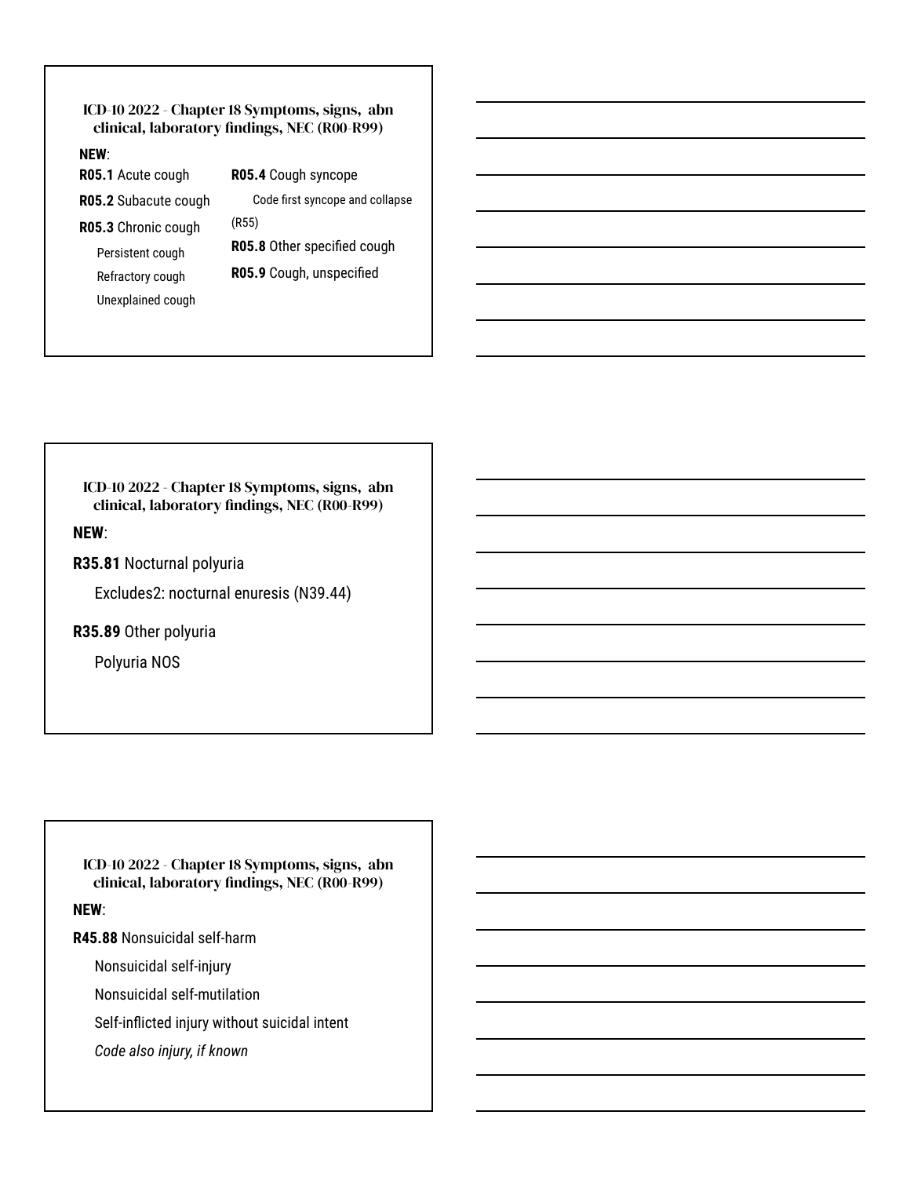## ICD-10 2022 - Chapter 18 Symptoms, signs, abn clinical, laboratory findings, NEC (R00-R99)

**NEW**:

**R05.1** Acute cough

**R05.2** Subacute cough

**R05.3** Chronic cough

- Persistent cough
- Refractory cough
- Unexplained cough

**R05.4** Cough syncope

- Code first syncope and collapse (R55)

**R05.8** Other specified cough

**R05.9** Cough, unspecified

## ICD-10 2022 - Chapter 18 Symptoms, signs, abn clinical, laboratory findings, NEC (R00-R99)

**NEW**:

**R35.81** Nocturnal polyuria

- Excludes2: nocturnal enuresis (N39.44)

**R35.89** Other polyuria

- Polyuria NOS

## ICD-10 2022 - Chapter 18 Symptoms, signs, abn clinical, laboratory findings, NEC (R00-R99)

**NEW**:

**R45.88** Nonsuicidal self-harm

- Nonsuicidal self-injury
- Nonsuicidal self-mutilation
- Self-inflicted injury without suicidal intent
- *Code also injury, if known*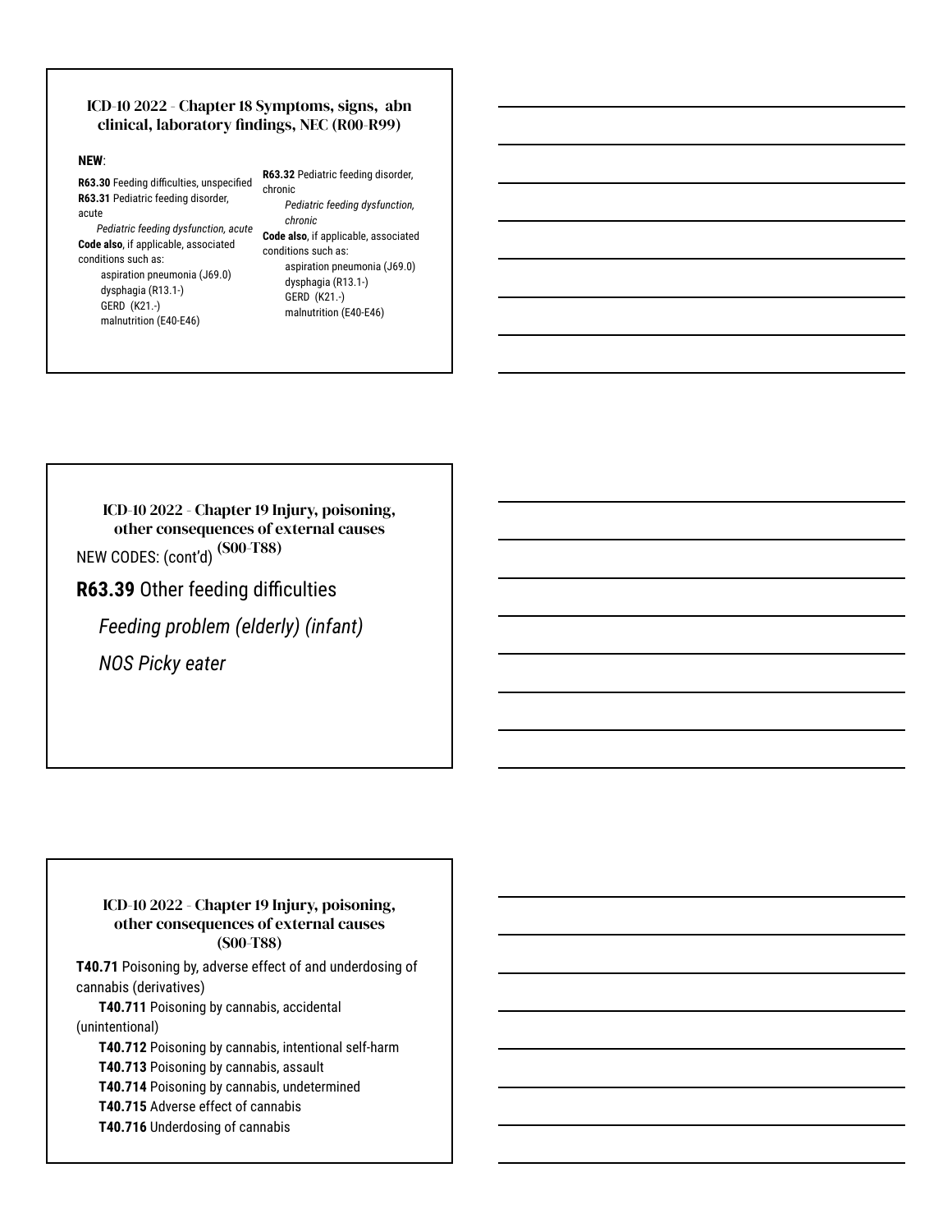### ICD-10 2022 - Chapter 18 Symptoms, signs, abn clinical, laboratory findings, NEC (R00-R99)

**NEW**:

**R63.30** Feeding difficulties, unspecified

**R63.31** Pediatric feeding disorder, acute

*Pediatric feeding dysfunction, acute*

**Code also**, if applicable, associated conditions such as:

- aspiration pneumonia (J69.0)
- dysphagia (R13.1-)
- GERD (K21.-)
- malnutrition (E40-E46)

**R63.32** Pediatric feeding disorder, chronic

*Pediatric feeding dysfunction, chronic*

**Code also**, if applicable, associated conditions such as:

- aspiration pneumonia (J69.0)
- dysphagia (R13.1-)
- GERD (K21.-)
- malnutrition (E40-E46)

### ICD-10 2022 - Chapter 19 Injury, poisoning, other consequences of external causes (S00-T88)

NEW CODES: (cont'd)

**R63.39** Other feeding difficulties

*Feeding problem (elderly) (infant)*

*NOS Picky eater*

### ICD-10 2022 - Chapter 19 Injury, poisoning, other consequences of external causes (S00-T88)

**T40.71** Poisoning by, adverse effect of and underdosing of cannabis (derivatives)

- **T40.711** Poisoning by cannabis, accidental (unintentional)
- **T40.712** Poisoning by cannabis, intentional self-harm
- **T40.713** Poisoning by cannabis, assault
- **T40.714** Poisoning by cannabis, undetermined
- **T40.715** Adverse effect of cannabis
- **T40.716** Underdosing of cannabis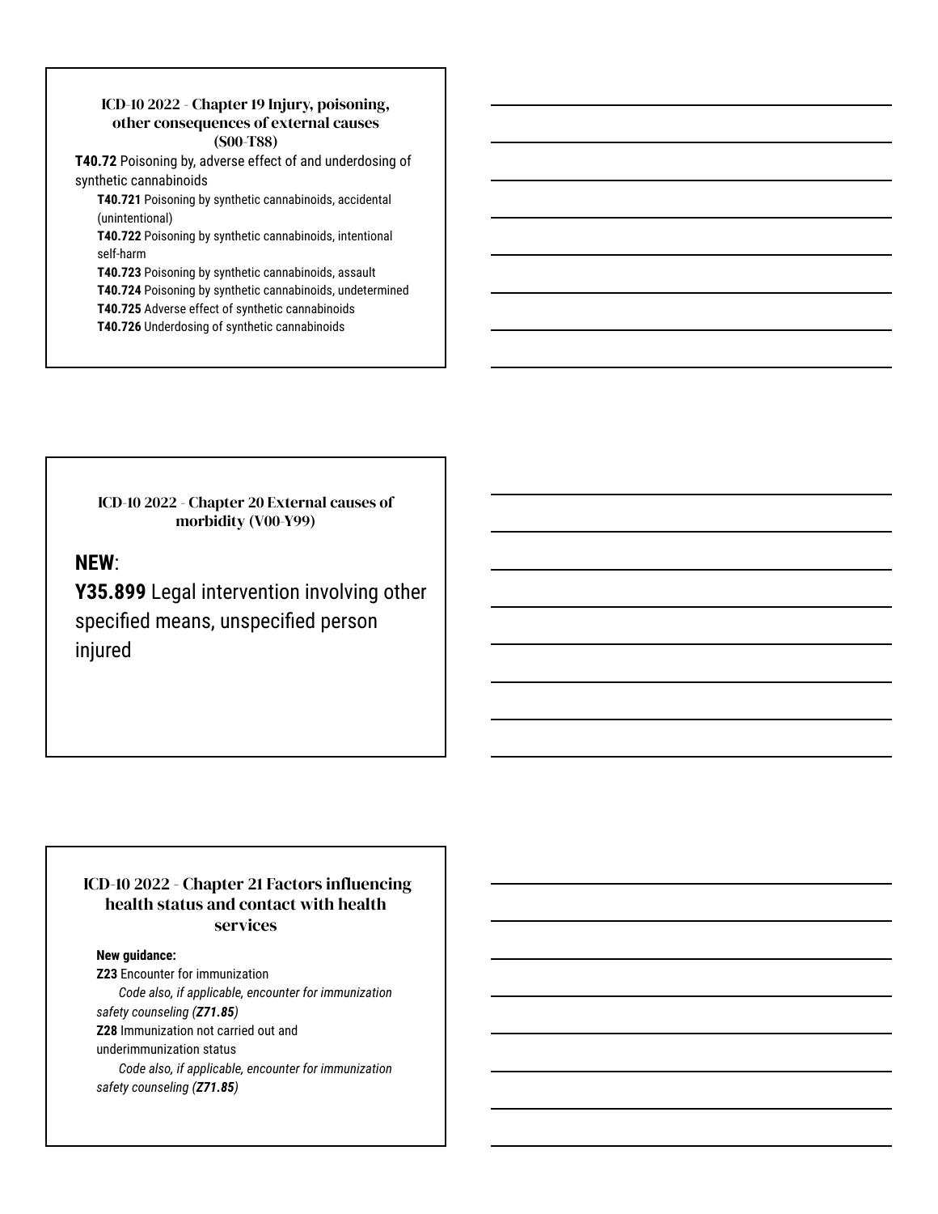### ICD-10 2022 - Chapter 19 Injury, poisoning, other consequences of external causes (S00-T88)

**T40.72** Poisoning by, adverse effect of and underdosing of synthetic cannabinoids

- **T40.721** Poisoning by synthetic cannabinoids, accidental (unintentional)
- **T40.722** Poisoning by synthetic cannabinoids, intentional self-harm
- **T40.723** Poisoning by synthetic cannabinoids, assault
- **T40.724** Poisoning by synthetic cannabinoids, undetermined
- **T40.725** Adverse effect of synthetic cannabinoids
- **T40.726** Underdosing of synthetic cannabinoids

### ICD-10 2022 - Chapter 20 External causes of morbidity (V00-Y99)

**NEW**:

**Y35.899** Legal intervention involving other specified means, unspecified person injured

### ICD-10 2022 - Chapter 21 Factors influencing health status and contact with health services

**New guidance:**

**Z23** Encounter for immunization

*Code also, if applicable, encounter for immunization safety counseling (**Z71.85**)*

**Z28** Immunization not carried out and underimmunization status

*Code also, if applicable, encounter for immunization safety counseling (**Z71.85**)*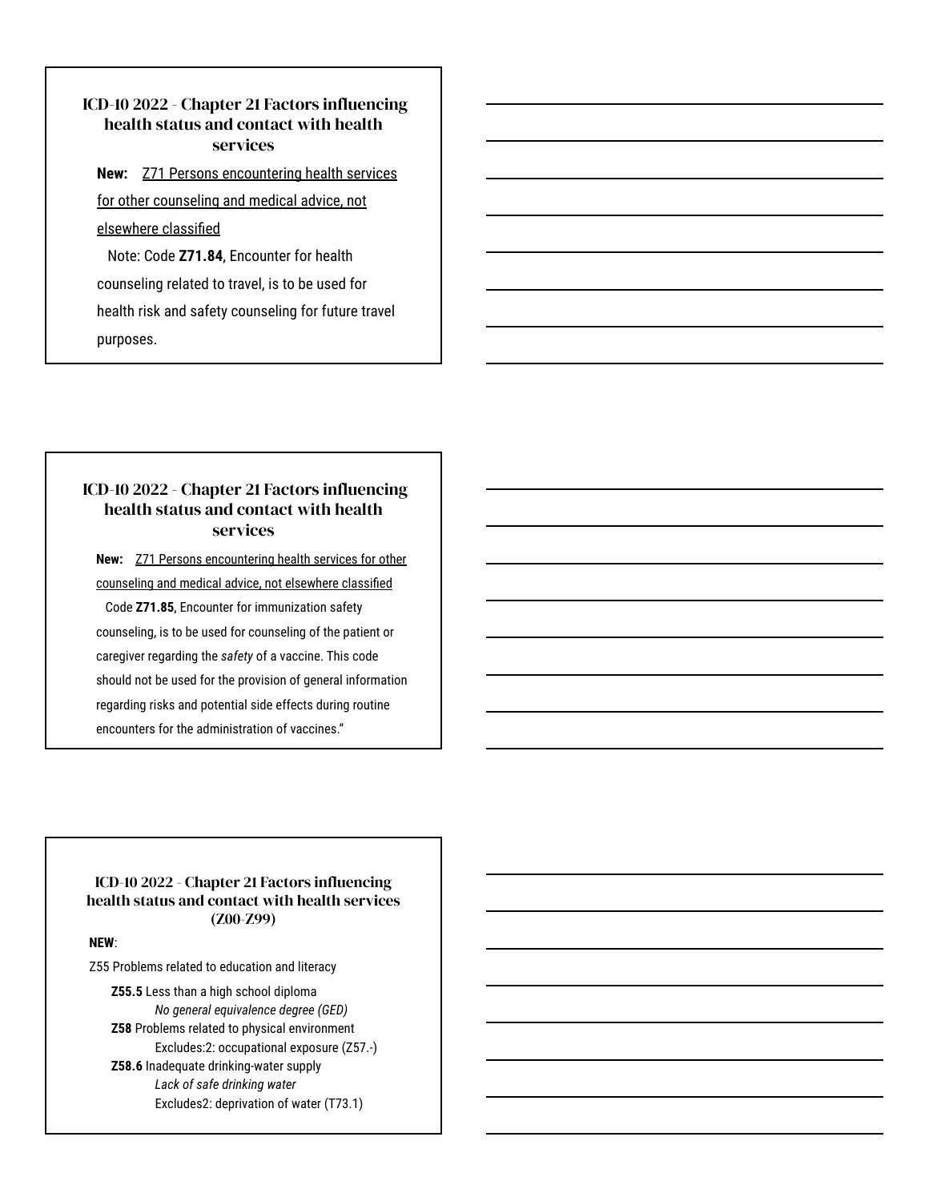## ICD-10 2022 - Chapter 21 Factors influencing health status and contact with health services

**New:** Z71 Persons encountering health services for other counseling and medical advice, not elsewhere classified

Note: Code **Z71.84**, Encounter for health counseling related to travel, is to be used for health risk and safety counseling for future travel purposes.

## ICD-10 2022 - Chapter 21 Factors influencing health status and contact with health services

**New:** Z71 Persons encountering health services for other counseling and medical advice, not elsewhere classified

Code **Z71.85**, Encounter for immunization safety counseling, is to be used for counseling of the patient or caregiver regarding the *safety* of a vaccine. This code should not be used for the provision of general information regarding risks and potential side effects during routine encounters for the administration of vaccines."

## ICD-10 2022 - Chapter 21 Factors influencing health status and contact with health services (Z00-Z99)

**NEW**:

Z55 Problems related to education and literacy

- **Z55.5** Less than a high school diploma
  - *No general equivalence degree (GED)*
- **Z58** Problems related to physical environment
  - Excludes:2: occupational exposure (Z57.-)
- **Z58.6** Inadequate drinking-water supply
  - *Lack of safe drinking water*
  - Excludes2: deprivation of water (T73.1)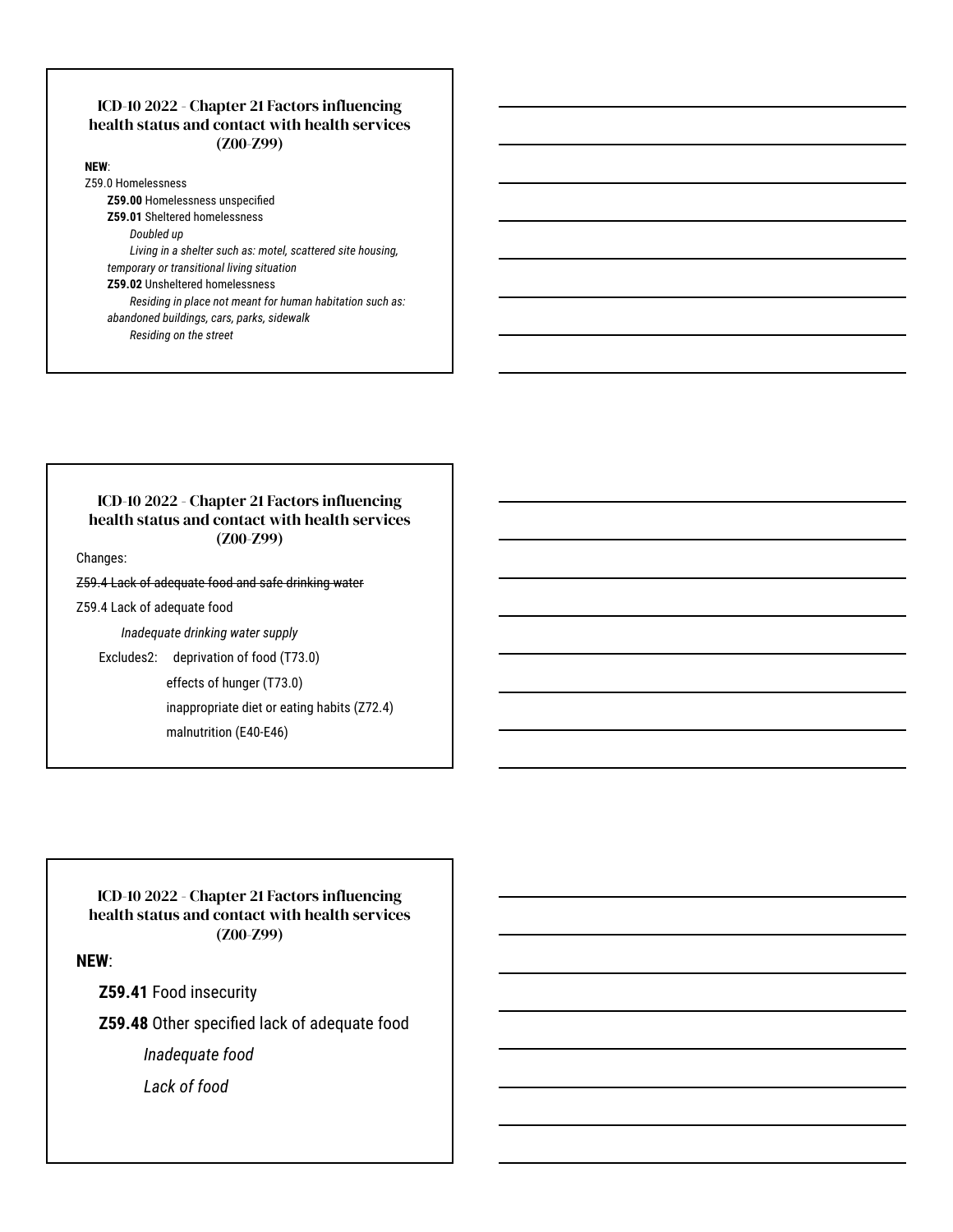### ICD-10 2022 - Chapter 21 Factors influencing health status and contact with health services (Z00-Z99)

**NEW**:

Z59.0 Homelessness

- **Z59.00** Homelessness unspecified
- **Z59.01** Sheltered homelessness
  - *Doubled up*
  - *Living in a shelter such as: motel, scattered site housing, temporary or transitional living situation*
- **Z59.02** Unsheltered homelessness
  - *Residing in place not meant for human habitation such as: abandoned buildings, cars, parks, sidewalk*
  - *Residing on the street*

### ICD-10 2022 - Chapter 21 Factors influencing health status and contact with health services (Z00-Z99)

Changes:

~~Z59.4 Lack of adequate food and safe drinking water~~

Z59.4 Lack of adequate food

*Inadequate drinking water supply*

Excludes2: deprivation of food (T73.0)
effects of hunger (T73.0)
inappropriate diet or eating habits (Z72.4)
malnutrition (E40-E46)

### ICD-10 2022 - Chapter 21 Factors influencing health status and contact with health services (Z00-Z99)

**NEW**:

- **Z59.41** Food insecurity
- **Z59.48** Other specified lack of adequate food
  - *Inadequate food*
  - *Lack of food*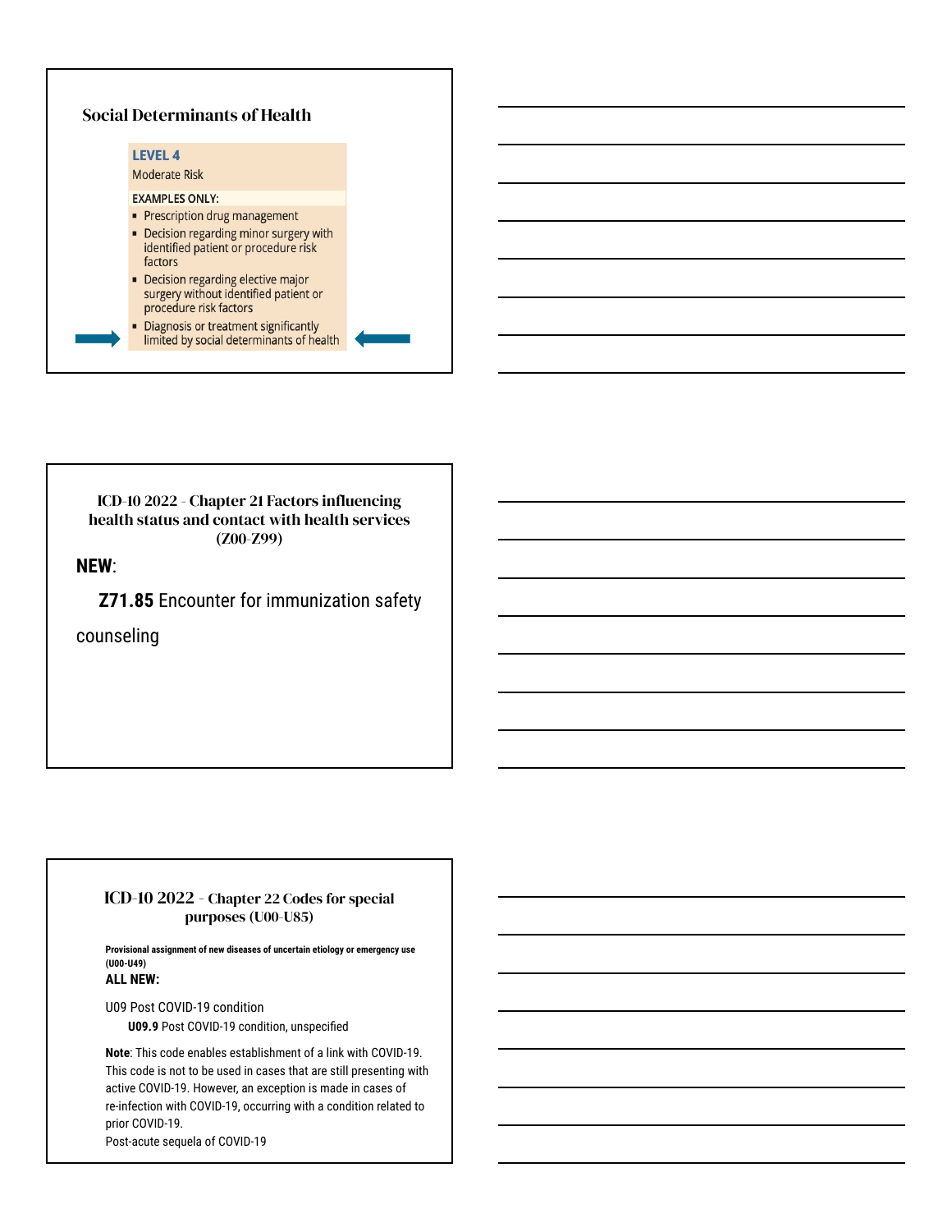## Social Determinants of Health

**LEVEL 4**

Moderate Risk

**EXAMPLES ONLY:**

- Prescription drug management
- Decision regarding minor surgery with identified patient or procedure risk factors
- Decision regarding elective major surgery without identified patient or procedure risk factors
- Diagnosis or treatment significantly limited by social determinants of health

## ICD-10 2022 - Chapter 21 Factors influencing health status and contact with health services (Z00-Z99)

**NEW**:

**Z71.85** Encounter for immunization safety counseling

## ICD-10 2022 - Chapter 22 Codes for special purposes (U00-U85)

**Provisional assignment of new diseases of uncertain etiology or emergency use (U00-U49)**

**ALL NEW:**

U09 Post COVID-19 condition

**U09.9** Post COVID-19 condition, unspecified

**Note**: This code enables establishment of a link with COVID-19. This code is not to be used in cases that are still presenting with active COVID-19. However, an exception is made in cases of re-infection with COVID-19, occurring with a condition related to prior COVID-19.

Post-acute sequela of COVID-19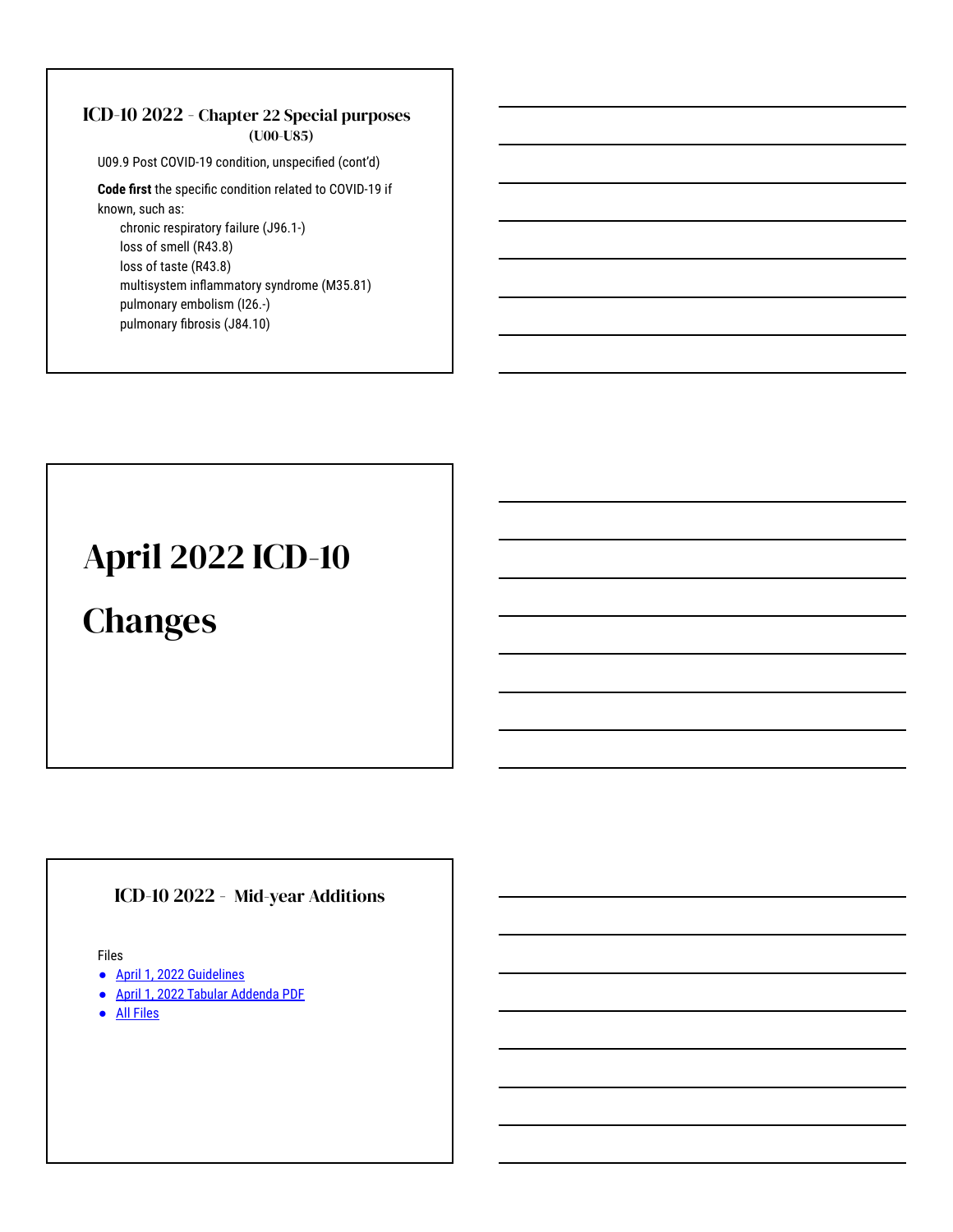## ICD-10 2022 - Chapter 22 Special purposes (U00-U85)

U09.9 Post COVID-19 condition, unspecified (cont'd)

**Code first** the specific condition related to COVID-19 if known, such as:

- chronic respiratory failure (J96.1-)
- loss of smell (R43.8)
- loss of taste (R43.8)
- multisystem inflammatory syndrome (M35.81)
- pulmonary embolism (I26.-)
- pulmonary fibrosis (J84.10)

# April 2022 ICD-10 Changes

## ICD-10 2022 - Mid-year Additions

Files

- April 1, 2022 Guidelines
- April 1, 2022 Tabular Addenda PDF
- All Files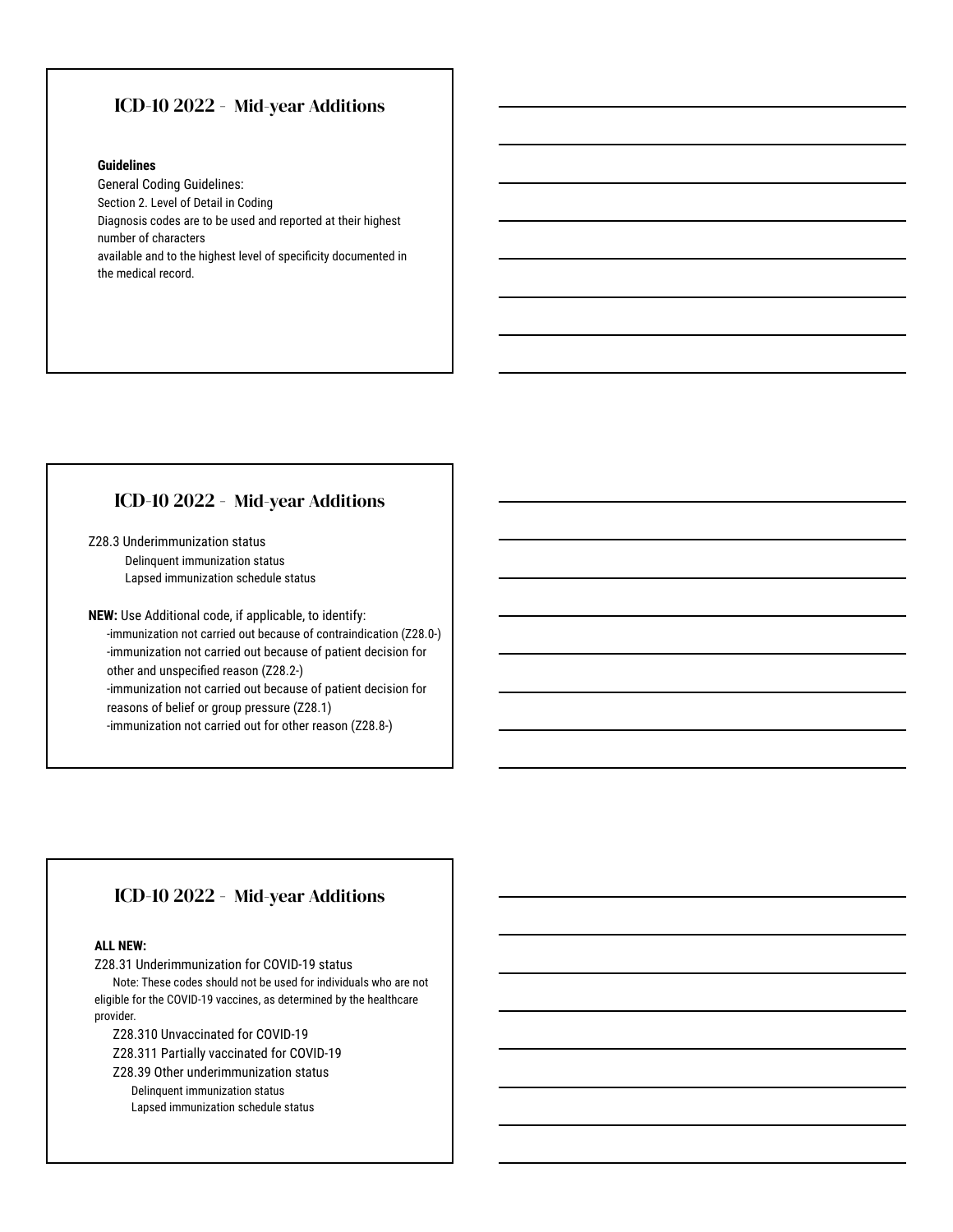## ICD-10 2022 - Mid-year Additions

**Guidelines**

General Coding Guidelines:

Section 2. Level of Detail in Coding

Diagnosis codes are to be used and reported at their highest number of characters available and to the highest level of specificity documented in the medical record.

## ICD-10 2022 - Mid-year Additions

Z28.3 Underimmunization status

- Delinquent immunization status
- Lapsed immunization schedule status

**NEW:** Use Additional code, if applicable, to identify:

- -immunization not carried out because of contraindication (Z28.0-)
- -immunization not carried out because of patient decision for other and unspecified reason (Z28.2-)
- -immunization not carried out because of patient decision for reasons of belief or group pressure (Z28.1)
- -immunization not carried out for other reason (Z28.8-)

## ICD-10 2022 - Mid-year Additions

**ALL NEW:**

Z28.31 Underimmunization for COVID-19 status

Note: These codes should not be used for individuals who are not eligible for the COVID-19 vaccines, as determined by the healthcare provider.

- Z28.310 Unvaccinated for COVID-19
- Z28.311 Partially vaccinated for COVID-19
- Z28.39 Other underimmunization status
  - Delinquent immunization status
  - Lapsed immunization schedule status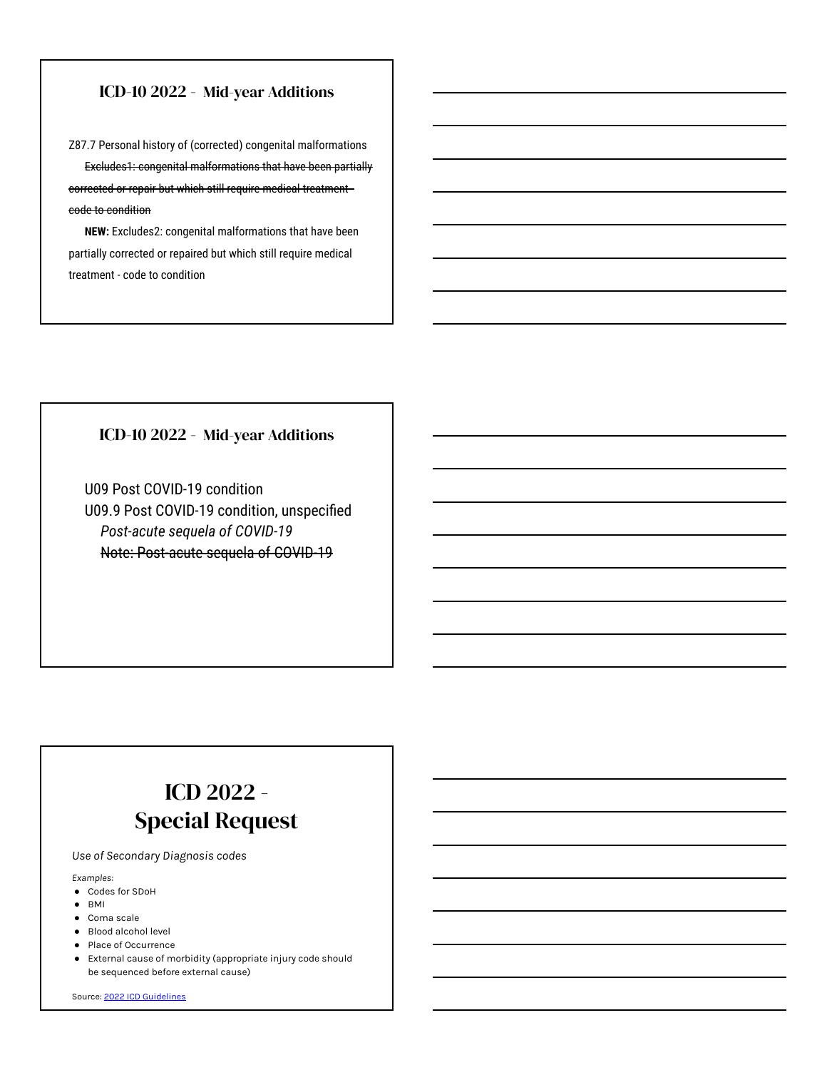## ICD-10 2022 - Mid-year Additions

Z87.7 Personal history of (corrected) congenital malformations

~~Excludes1: congenital malformations that have been partially corrected or repair but which still require medical treatment - code to condition~~

**NEW:** Excludes2: congenital malformations that have been partially corrected or repaired but which still require medical treatment - code to condition

## ICD-10 2022 - Mid-year Additions

U09 Post COVID-19 condition

U09.9 Post COVID-19 condition, unspecified

*Post-acute sequela of COVID-19*

~~Note: Post-acute sequela of COVID-19~~

# ICD 2022 - Special Request

*Use of Secondary Diagnosis codes*

*Examples:*

- Codes for SDoH
- BMI
- Coma scale
- Blood alcohol level
- Place of Occurrence
- External cause of morbidity (appropriate injury code should be sequenced before external cause)

Source: [2022 ICD Guidelines]()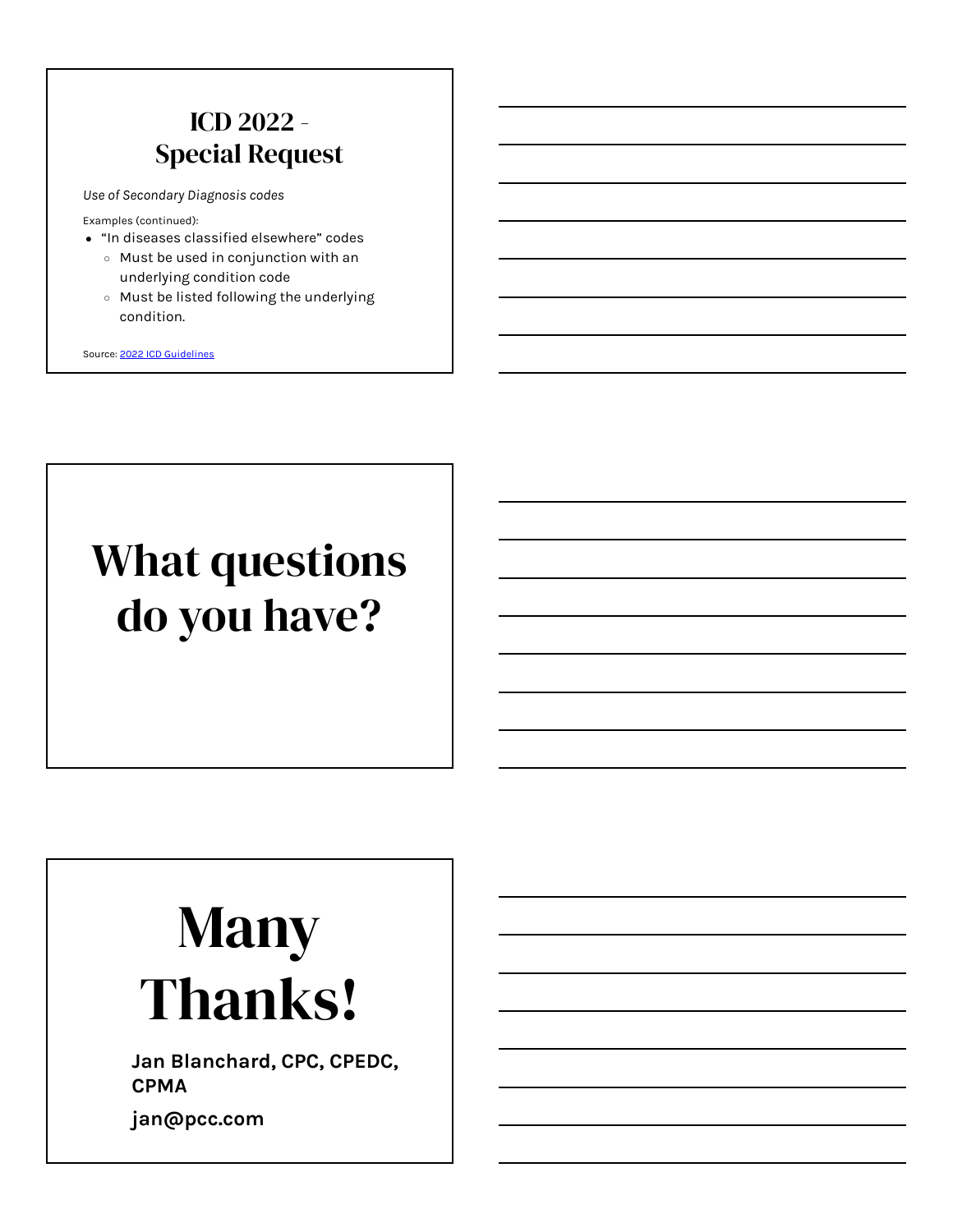## ICD 2022 - Special Request

*Use of Secondary Diagnosis codes*

Examples (continued):

- “In diseases classified elsewhere” codes
  - Must be used in conjunction with an underlying condition code
  - Must be listed following the underlying condition.

Source: [2022 ICD Guidelines]

# What questions do you have?

# Many Thanks!

**Jan Blanchard, CPC, CPEDC, CPMA**

**jan@pcc.com**